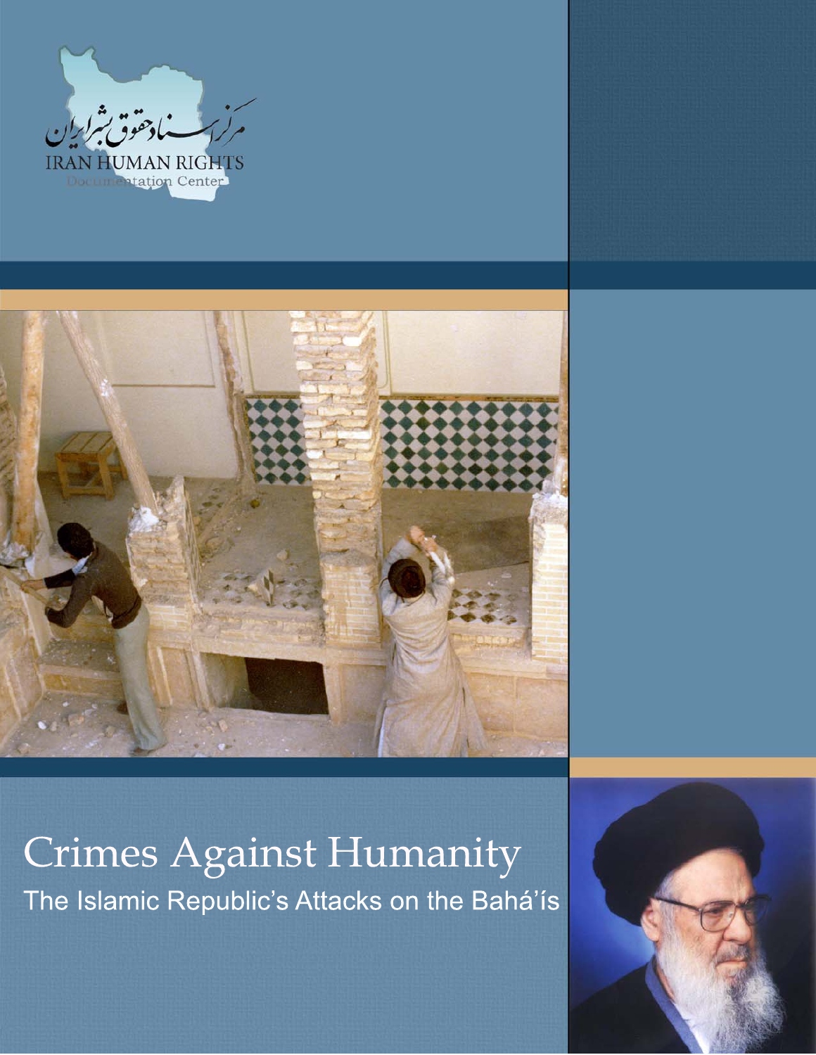مرکز اسناد حقوق بشر ایران

IRAN HUMAN RIGHTS
Documentation Center

# Crimes Against Humanity

## The Islamic Republic's Attacks on the Bahá'ís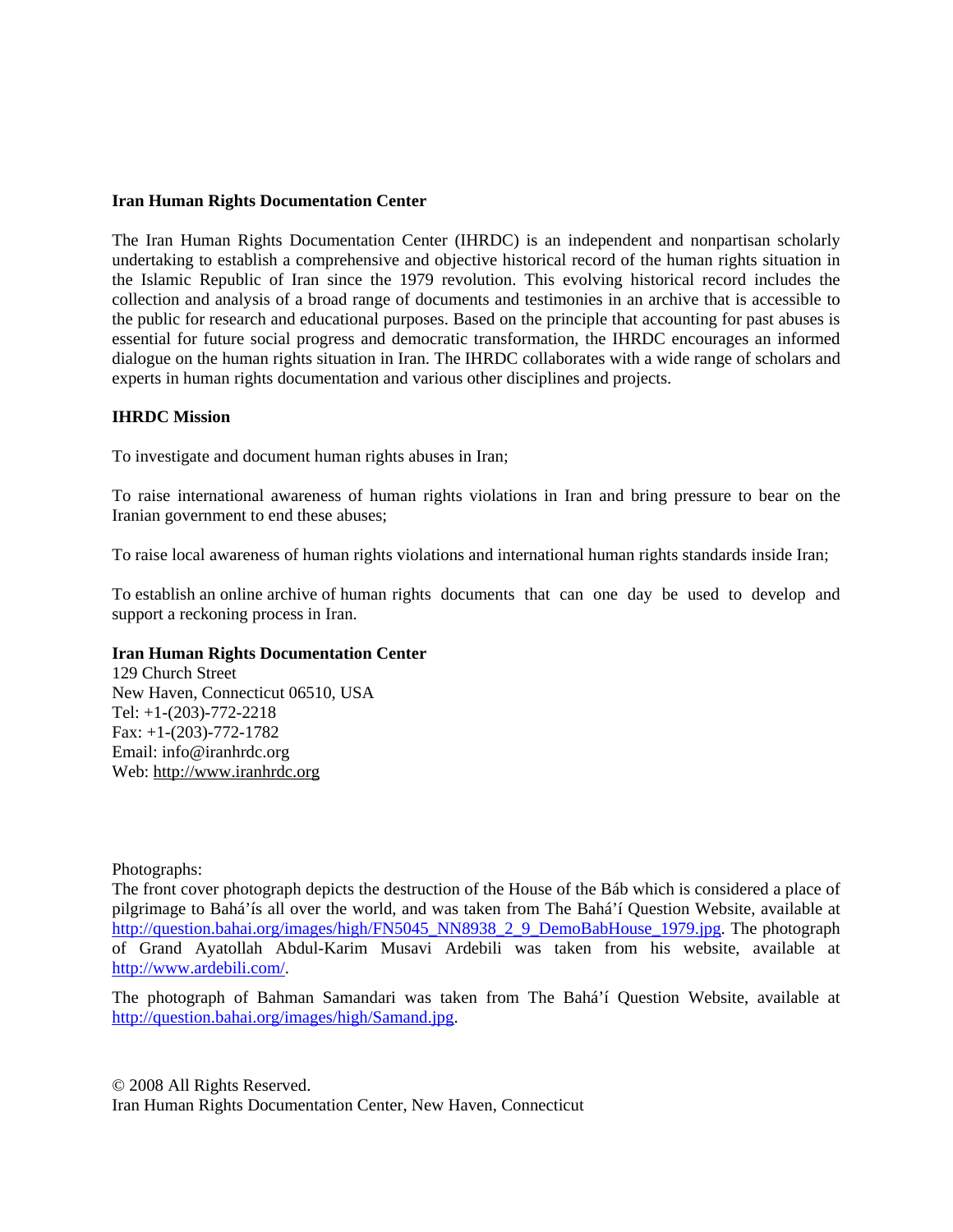**Iran Human Rights Documentation Center**

The Iran Human Rights Documentation Center (IHRDC) is an independent and nonpartisan scholarly undertaking to establish a comprehensive and objective historical record of the human rights situation in the Islamic Republic of Iran since the 1979 revolution. This evolving historical record includes the collection and analysis of a broad range of documents and testimonies in an archive that is accessible to the public for research and educational purposes. Based on the principle that accounting for past abuses is essential for future social progress and democratic transformation, the IHRDC encourages an informed dialogue on the human rights situation in Iran. The IHRDC collaborates with a wide range of scholars and experts in human rights documentation and various other disciplines and projects.

**IHRDC Mission**

To investigate and document human rights abuses in Iran;

To raise international awareness of human rights violations in Iran and bring pressure to bear on the Iranian government to end these abuses;

To raise local awareness of human rights violations and international human rights standards inside Iran;

To establish an online archive of human rights documents that can one day be used to develop and support a reckoning process in Iran.

**Iran Human Rights Documentation Center**
129 Church Street
New Haven, Connecticut 06510, USA
Tel: +1-(203)-772-2218
Fax: +1-(203)-772-1782
Email: info@iranhrdc.org
Web: http://www.iranhrdc.org

Photographs:
The front cover photograph depicts the destruction of the House of the Báb which is considered a place of pilgrimage to Bahá'ís all over the world, and was taken from The Bahá'í Question Website, available at http://question.bahai.org/images/high/FN5045_NN8938_2_9_DemoBabHouse_1979.jpg. The photograph of Grand Ayatollah Abdul-Karim Musavi Ardebili was taken from his website, available at http://www.ardebili.com/.

The photograph of Bahman Samandari was taken from The Bahá'í Question Website, available at http://question.bahai.org/images/high/Samand.jpg.

© 2008 All Rights Reserved.
Iran Human Rights Documentation Center, New Haven, Connecticut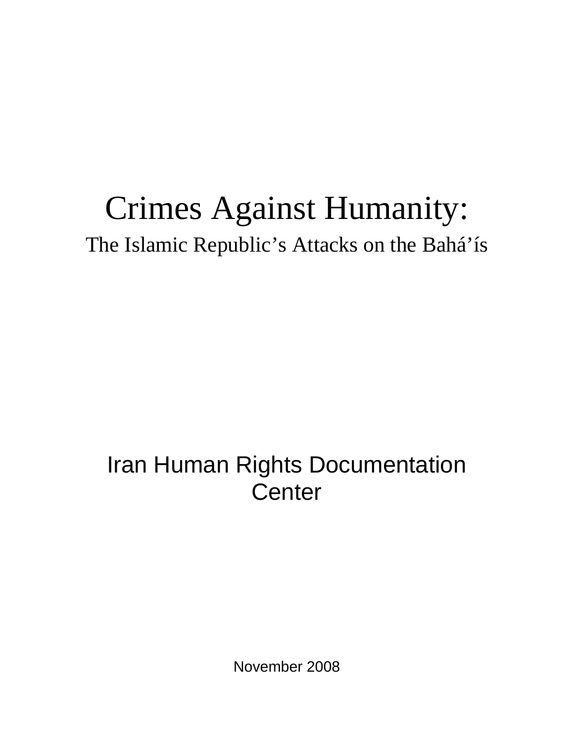# Crimes Against Humanity:

## The Islamic Republic’s Attacks on the Bahá’ís

Iran Human Rights Documentation Center

November 2008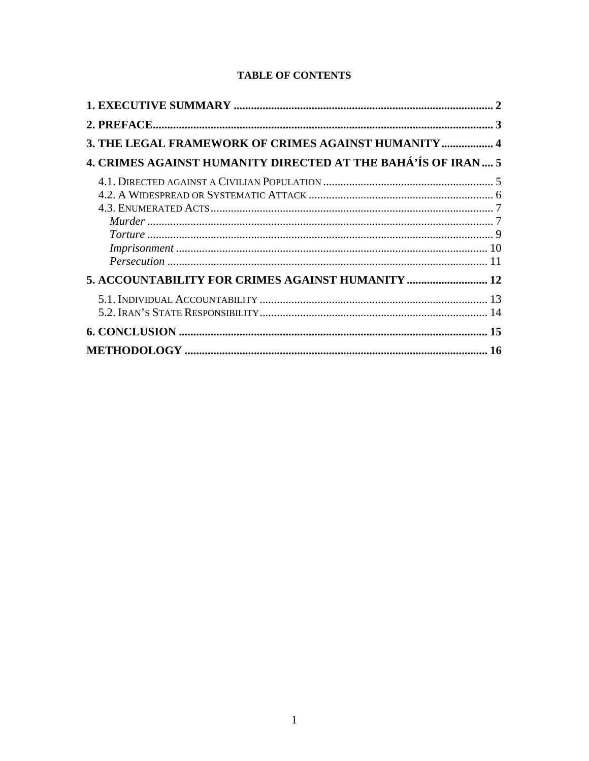**TABLE OF CONTENTS**

**1. EXECUTIVE SUMMARY** ........................................................................................ 2

**2. PREFACE** ........................................................................................................... 3

**3. THE LEGAL FRAMEWORK OF CRIMES AGAINST HUMANITY** ................. 4

**4. CRIMES AGAINST HUMANITY DIRECTED AT THE BAHÁ'ÍS OF IRAN** .... 5

- 4.1. DIRECTED AGAINST A CIVILIAN POPULATION ........................................... 5
- 4.2. A WIDESPREAD OR SYSTEMATIC ATTACK ................................................ 6
- 4.3. ENUMERATED ACTS .................................................................................. 7
  - *Murder* ...................................................................................................... 7
  - *Torture* ..................................................................................................... 9
  - *Imprisonment* ......................................................................................... 10
  - *Persecution* ............................................................................................ 11

**5. ACCOUNTABILITY FOR CRIMES AGAINST HUMANITY** ............................ 12

- 5.1. INDIVIDUAL ACCOUNTABILITY ................................................................ 13
- 5.2. IRAN'S STATE RESPONSIBILITY ............................................................... 14

**6. CONCLUSION** .................................................................................................. 15

**METHODOLOGY** ................................................................................................ 16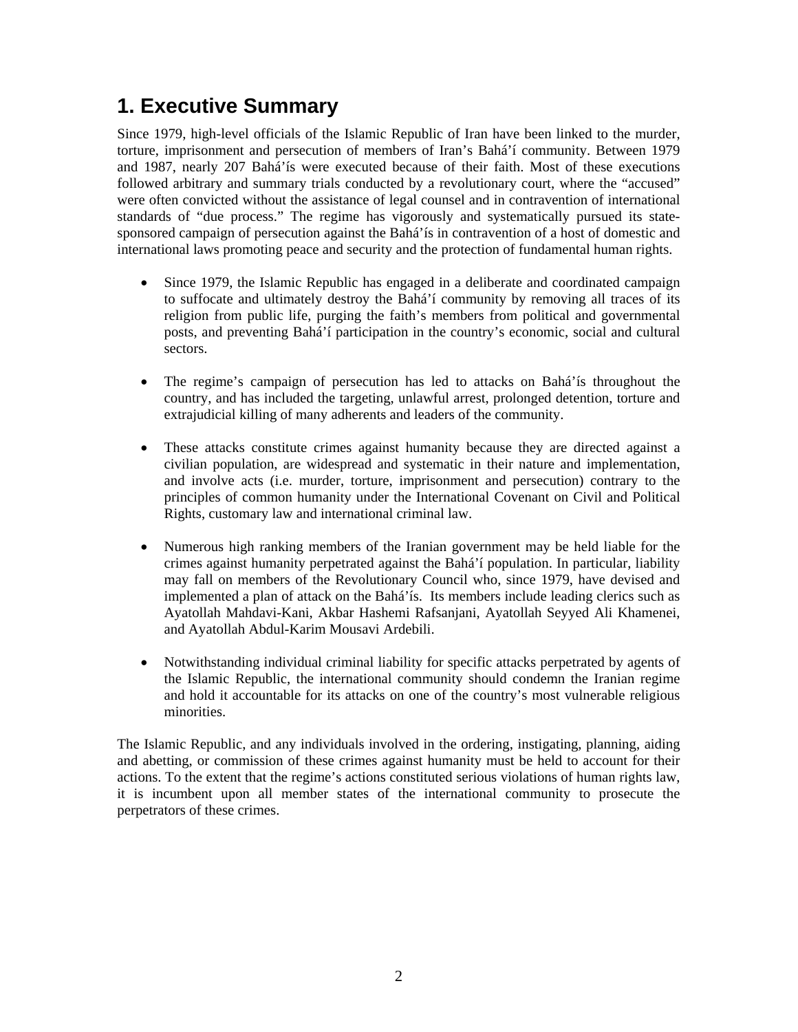# 1. Executive Summary

Since 1979, high-level officials of the Islamic Republic of Iran have been linked to the murder, torture, imprisonment and persecution of members of Iran's Bahá'í community. Between 1979 and 1987, nearly 207 Bahá'ís were executed because of their faith. Most of these executions followed arbitrary and summary trials conducted by a revolutionary court, where the "accused" were often convicted without the assistance of legal counsel and in contravention of international standards of "due process." The regime has vigorously and systematically pursued its state-sponsored campaign of persecution against the Bahá'ís in contravention of a host of domestic and international laws promoting peace and security and the protection of fundamental human rights.

- Since 1979, the Islamic Republic has engaged in a deliberate and coordinated campaign to suffocate and ultimately destroy the Bahá'í community by removing all traces of its religion from public life, purging the faith's members from political and governmental posts, and preventing Bahá'í participation in the country's economic, social and cultural sectors.

- The regime's campaign of persecution has led to attacks on Bahá'ís throughout the country, and has included the targeting, unlawful arrest, prolonged detention, torture and extrajudicial killing of many adherents and leaders of the community.

- These attacks constitute crimes against humanity because they are directed against a civilian population, are widespread and systematic in their nature and implementation, and involve acts (i.e. murder, torture, imprisonment and persecution) contrary to the principles of common humanity under the International Covenant on Civil and Political Rights, customary law and international criminal law.

- Numerous high ranking members of the Iranian government may be held liable for the crimes against humanity perpetrated against the Bahá'í population. In particular, liability may fall on members of the Revolutionary Council who, since 1979, have devised and implemented a plan of attack on the Bahá'ís. Its members include leading clerics such as Ayatollah Mahdavi-Kani, Akbar Hashemi Rafsanjani, Ayatollah Seyyed Ali Khamenei, and Ayatollah Abdul-Karim Mousavi Ardebili.

- Notwithstanding individual criminal liability for specific attacks perpetrated by agents of the Islamic Republic, the international community should condemn the Iranian regime and hold it accountable for its attacks on one of the country's most vulnerable religious minorities.

The Islamic Republic, and any individuals involved in the ordering, instigating, planning, aiding and abetting, or commission of these crimes against humanity must be held to account for their actions. To the extent that the regime's actions constituted serious violations of human rights law, it is incumbent upon all member states of the international community to prosecute the perpetrators of these crimes.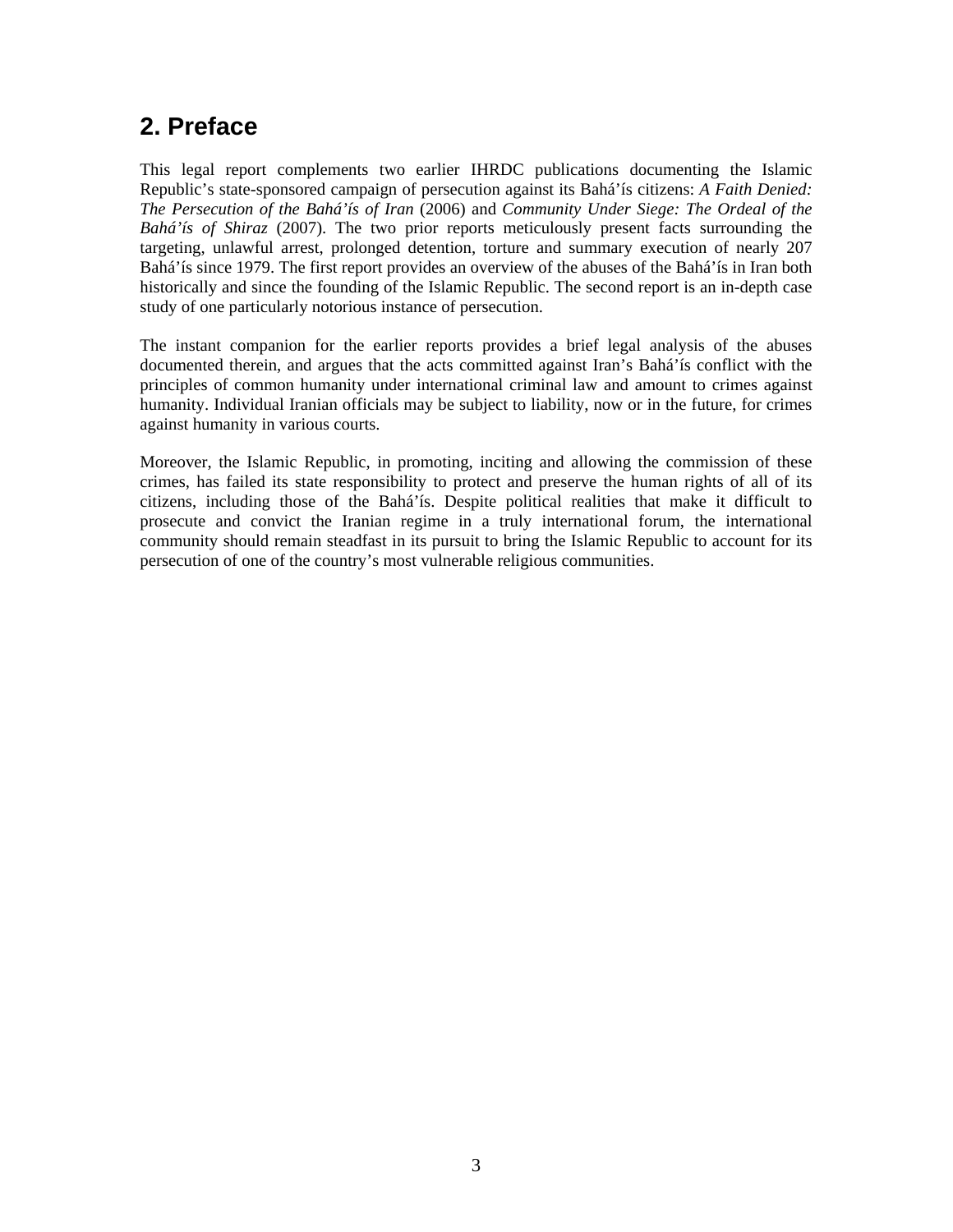## 2. Preface

This legal report complements two earlier IHRDC publications documenting the Islamic Republic's state-sponsored campaign of persecution against its Bahá'ís citizens: *A Faith Denied: The Persecution of the Bahá'ís of Iran* (2006) and *Community Under Siege: The Ordeal of the Bahá'ís of Shiraz* (2007). The two prior reports meticulously present facts surrounding the targeting, unlawful arrest, prolonged detention, torture and summary execution of nearly 207 Bahá'ís since 1979. The first report provides an overview of the abuses of the Bahá'ís in Iran both historically and since the founding of the Islamic Republic. The second report is an in-depth case study of one particularly notorious instance of persecution.

The instant companion for the earlier reports provides a brief legal analysis of the abuses documented therein, and argues that the acts committed against Iran's Bahá'ís conflict with the principles of common humanity under international criminal law and amount to crimes against humanity. Individual Iranian officials may be subject to liability, now or in the future, for crimes against humanity in various courts.

Moreover, the Islamic Republic, in promoting, inciting and allowing the commission of these crimes, has failed its state responsibility to protect and preserve the human rights of all of its citizens, including those of the Bahá'ís. Despite political realities that make it difficult to prosecute and convict the Iranian regime in a truly international forum, the international community should remain steadfast in its pursuit to bring the Islamic Republic to account for its persecution of one of the country's most vulnerable religious communities.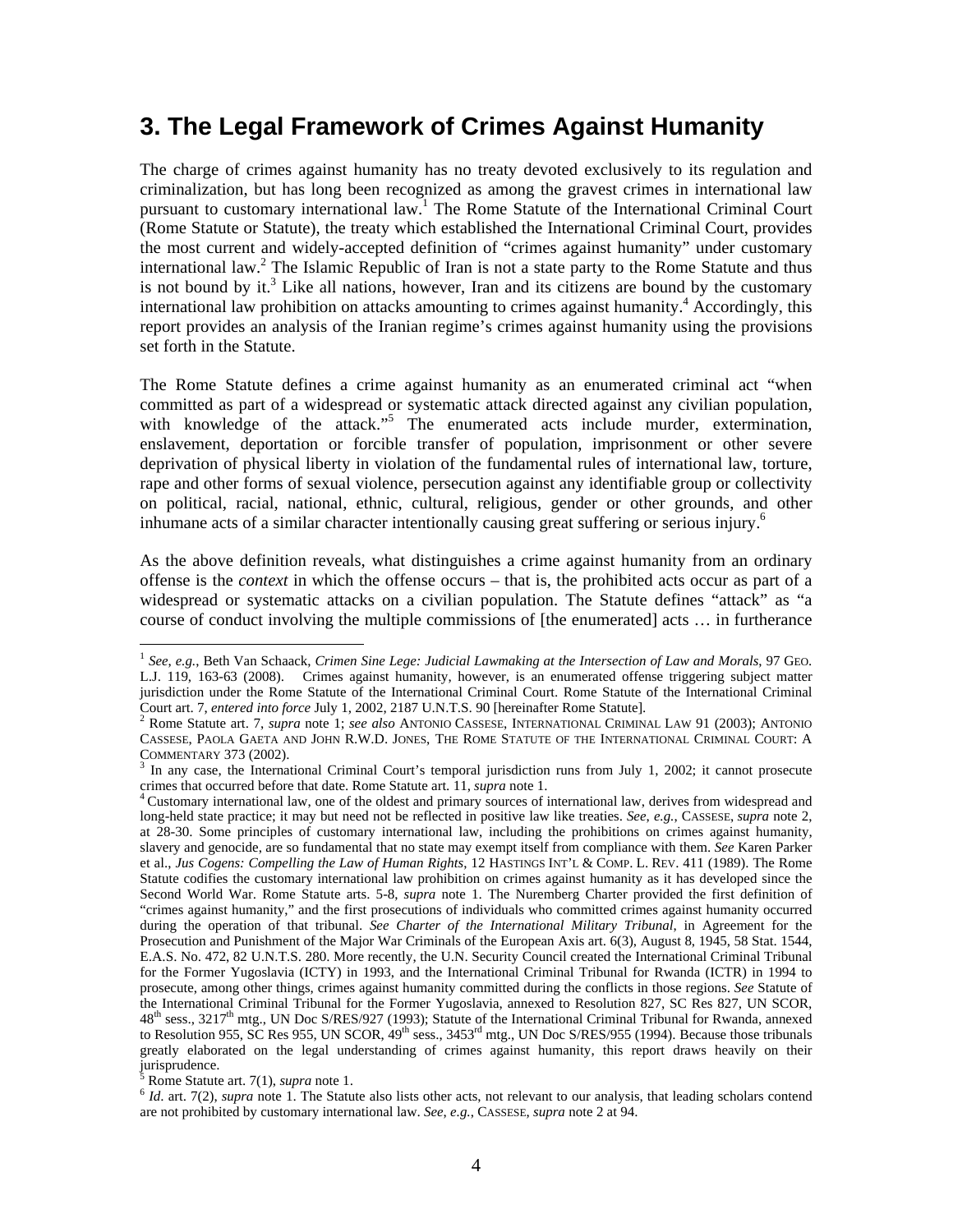## 3. The Legal Framework of Crimes Against Humanity

The charge of crimes against humanity has no treaty devoted exclusively to its regulation and criminalization, but has long been recognized as among the gravest crimes in international law pursuant to customary international law.[1] The Rome Statute of the International Criminal Court (Rome Statute or Statute), the treaty which established the International Criminal Court, provides the most current and widely-accepted definition of "crimes against humanity" under customary international law.[2] The Islamic Republic of Iran is not a state party to the Rome Statute and thus is not bound by it.[3] Like all nations, however, Iran and its citizens are bound by the customary international law prohibition on attacks amounting to crimes against humanity.[4] Accordingly, this report provides an analysis of the Iranian regime's crimes against humanity using the provisions set forth in the Statute.

The Rome Statute defines a crime against humanity as an enumerated criminal act "when committed as part of a widespread or systematic attack directed against any civilian population, with knowledge of the attack."[5] The enumerated acts include murder, extermination, enslavement, deportation or forcible transfer of population, imprisonment or other severe deprivation of physical liberty in violation of the fundamental rules of international law, torture, rape and other forms of sexual violence, persecution against any identifiable group or collectivity on political, racial, national, ethnic, cultural, religious, gender or other grounds, and other inhumane acts of a similar character intentionally causing great suffering or serious injury.[6]

As the above definition reveals, what distinguishes a crime against humanity from an ordinary offense is the *context* in which the offense occurs – that is, the prohibited acts occur as part of a widespread or systematic attacks on a civilian population. The Statute defines "attack" as "a course of conduct involving the multiple commissions of [the enumerated] acts … in furtherance

---

[1] *See, e.g.*, Beth Van Schaack, *Crimen Sine Lege: Judicial Lawmaking at the Intersection of Law and Morals*, 97 GEO. L.J. 119, 163-63 (2008). Crimes against humanity, however, is an enumerated offense triggering subject matter jurisdiction under the Rome Statute of the International Criminal Court. Rome Statute of the International Criminal Court art. 7, *entered into force* July 1, 2002, 2187 U.N.T.S. 90 [hereinafter Rome Statute].

[2] Rome Statute art. 7, *supra* note 1; *see also* ANTONIO CASSESE, INTERNATIONAL CRIMINAL LAW 91 (2003); ANTONIO CASSESE, PAOLA GAETA AND JOHN R.W.D. JONES, THE ROME STATUTE OF THE INTERNATIONAL CRIMINAL COURT: A COMMENTARY 373 (2002).

[3] In any case, the International Criminal Court's temporal jurisdiction runs from July 1, 2002; it cannot prosecute crimes that occurred before that date. Rome Statute art. 11, *supra* note 1.

[4] Customary international law, one of the oldest and primary sources of international law, derives from widespread and long-held state practice; it may but need not be reflected in positive law like treaties. *See, e.g.*, CASSESE, *supra* note 2, at 28-30. Some principles of customary international law, including the prohibitions on crimes against humanity, slavery and genocide, are so fundamental that no state may exempt itself from compliance with them. *See* Karen Parker et al., *Jus Cogens: Compelling the Law of Human Rights*, 12 HASTINGS INT'L & COMP. L. REV. 411 (1989). The Rome Statute codifies the customary international law prohibition on crimes against humanity as it has developed since the Second World War. Rome Statute arts. 5-8, *supra* note 1. The Nuremberg Charter provided the first definition of "crimes against humanity," and the first prosecutions of individuals who committed crimes against humanity occurred during the operation of that tribunal. *See Charter of the International Military Tribunal*, in Agreement for the Prosecution and Punishment of the Major War Criminals of the European Axis art. 6(3), August 8, 1945, 58 Stat. 1544, E.A.S. No. 472, 82 U.N.T.S. 280. More recently, the U.N. Security Council created the International Criminal Tribunal for the Former Yugoslavia (ICTY) in 1993, and the International Criminal Tribunal for Rwanda (ICTR) in 1994 to prosecute, among other things, crimes against humanity committed during the conflicts in those regions. *See* Statute of the International Criminal Tribunal for the Former Yugoslavia, annexed to Resolution 827, SC Res 827, UN SCOR, 48th sess., 3217th mtg., UN Doc S/RES/927 (1993); Statute of the International Criminal Tribunal for Rwanda, annexed to Resolution 955, SC Res 955, UN SCOR, 49th sess., 3453rd mtg., UN Doc S/RES/955 (1994). Because those tribunals greatly elaborated on the legal understanding of crimes against humanity, this report draws heavily on their jurisprudence.

[5] Rome Statute art. 7(1), *supra* note 1.

[6] *Id*. art. 7(2), *supra* note 1. The Statute also lists other acts, not relevant to our analysis, that leading scholars contend are not prohibited by customary international law. *See, e.g.*, CASSESE, *supra* note 2 at 94.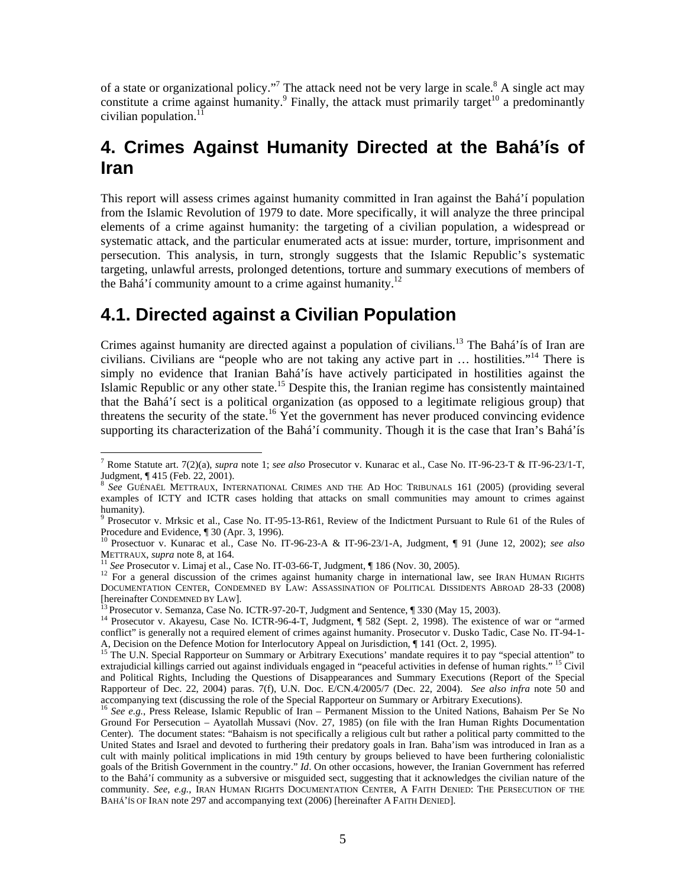of a state or organizational policy."[7] The attack need not be very large in scale.[8] A single act may constitute a crime against humanity.[9] Finally, the attack must primarily target[10] a predominantly civilian population.[11]

# 4. Crimes Against Humanity Directed at the Bahá'ís of Iran

This report will assess crimes against humanity committed in Iran against the Bahá'í population from the Islamic Revolution of 1979 to date. More specifically, it will analyze the three principal elements of a crime against humanity: the targeting of a civilian population, a widespread or systematic attack, and the particular enumerated acts at issue: murder, torture, imprisonment and persecution. This analysis, in turn, strongly suggests that the Islamic Republic's systematic targeting, unlawful arrests, prolonged detentions, torture and summary executions of members of the Bahá'í community amount to a crime against humanity.[12]

## 4.1. Directed against a Civilian Population

Crimes against humanity are directed against a population of civilians.[13] The Bahá'ís of Iran are civilians. Civilians are "people who are not taking any active part in … hostilities."[14] There is simply no evidence that Iranian Bahá'ís have actively participated in hostilities against the Islamic Republic or any other state.[15] Despite this, the Iranian regime has consistently maintained that the Bahá'í sect is a political organization (as opposed to a legitimate religious group) that threatens the security of the state.[16] Yet the government has never produced convincing evidence supporting its characterization of the Bahá'í community. Though it is the case that Iran's Bahá'ís

---

[7] Rome Statute art. 7(2)(a), *supra* note 1; *see also* Prosecutor v. Kunarac et al., Case No. IT-96-23-T & IT-96-23/1-T, Judgment, ¶ 415 (Feb. 22, 2001).

[8] *See* GUÉNAËL METTRAUX, INTERNATIONAL CRIMES AND THE AD HOC TRIBUNALS 161 (2005) (providing several examples of ICTY and ICTR cases holding that attacks on small communities may amount to crimes against humanity).

[9] Prosecutor v. Mrksic et al., Case No. IT-95-13-R61, Review of the Indictment Pursuant to Rule 61 of the Rules of Procedure and Evidence, ¶ 30 (Apr. 3, 1996).

[10] Prosectuor v. Kunarac et al., Case No. IT-96-23-A & IT-96-23/1-A, Judgment, ¶ 91 (June 12, 2002); *see also* METTRAUX, *supra* note 8, at 164.

[11] *See* Prosecutor v. Limaj et al., Case No. IT-03-66-T, Judgment, ¶ 186 (Nov. 30, 2005).

[12] For a general discussion of the crimes against humanity charge in international law, see IRAN HUMAN RIGHTS DOCUMENTATION CENTER, CONDEMNED BY LAW: ASSASSINATION OF POLITICAL DISSIDENTS ABROAD 28-33 (2008) [hereinafter CONDEMNED BY LAW].

[13] Prosecutor v. Semanza, Case No. ICTR-97-20-T, Judgment and Sentence, ¶ 330 (May 15, 2003).

[14] Prosecutor v. Akayesu, Case No. ICTR-96-4-T, Judgment, ¶ 582 (Sept. 2, 1998). The existence of war or "armed conflict" is generally not a required element of crimes against humanity. Prosecutor v. Dusko Tadic, Case No. IT-94-1-A, Decision on the Defence Motion for Interlocutory Appeal on Jurisdiction, ¶ 141 (Oct. 2, 1995).

[15] The U.N. Special Rapporteur on Summary or Arbitrary Executions' mandate requires it to pay "special attention" to extrajudicial killings carried out against individuals engaged in "peaceful activities in defense of human rights." [15] Civil and Political Rights, Including the Questions of Disappearances and Summary Executions (Report of the Special Rapporteur of Dec. 22, 2004) paras. 7(f), U.N. Doc. E/CN.4/2005/7 (Dec. 22, 2004). *See also infra* note 50 and accompanying text (discussing the role of the Special Rapporteur on Summary or Arbitrary Executions).

[16] *See e.g.*, Press Release, Islamic Republic of Iran – Permanent Mission to the United Nations, Bahaism Per Se No Ground For Persecution – Ayatollah Mussavi (Nov. 27, 1985) (on file with the Iran Human Rights Documentation Center). The document states: "Bahaism is not specifically a religious cult but rather a political party committed to the United States and Israel and devoted to furthering their predatory goals in Iran. Baha'ism was introduced in Iran as a cult with mainly political implications in mid 19th century by groups believed to have been furthering colonialistic goals of the British Government in the country." *Id*. On other occasions, however, the Iranian Government has referred to the Bahá'í community as a subversive or misguided sect, suggesting that it acknowledges the civilian nature of the community. *See, e.g.*, IRAN HUMAN RIGHTS DOCUMENTATION CENTER, A FAITH DENIED: THE PERSECUTION OF THE BAHÁ'ÍS OF IRAN note 297 and accompanying text (2006) [hereinafter A FAITH DENIED].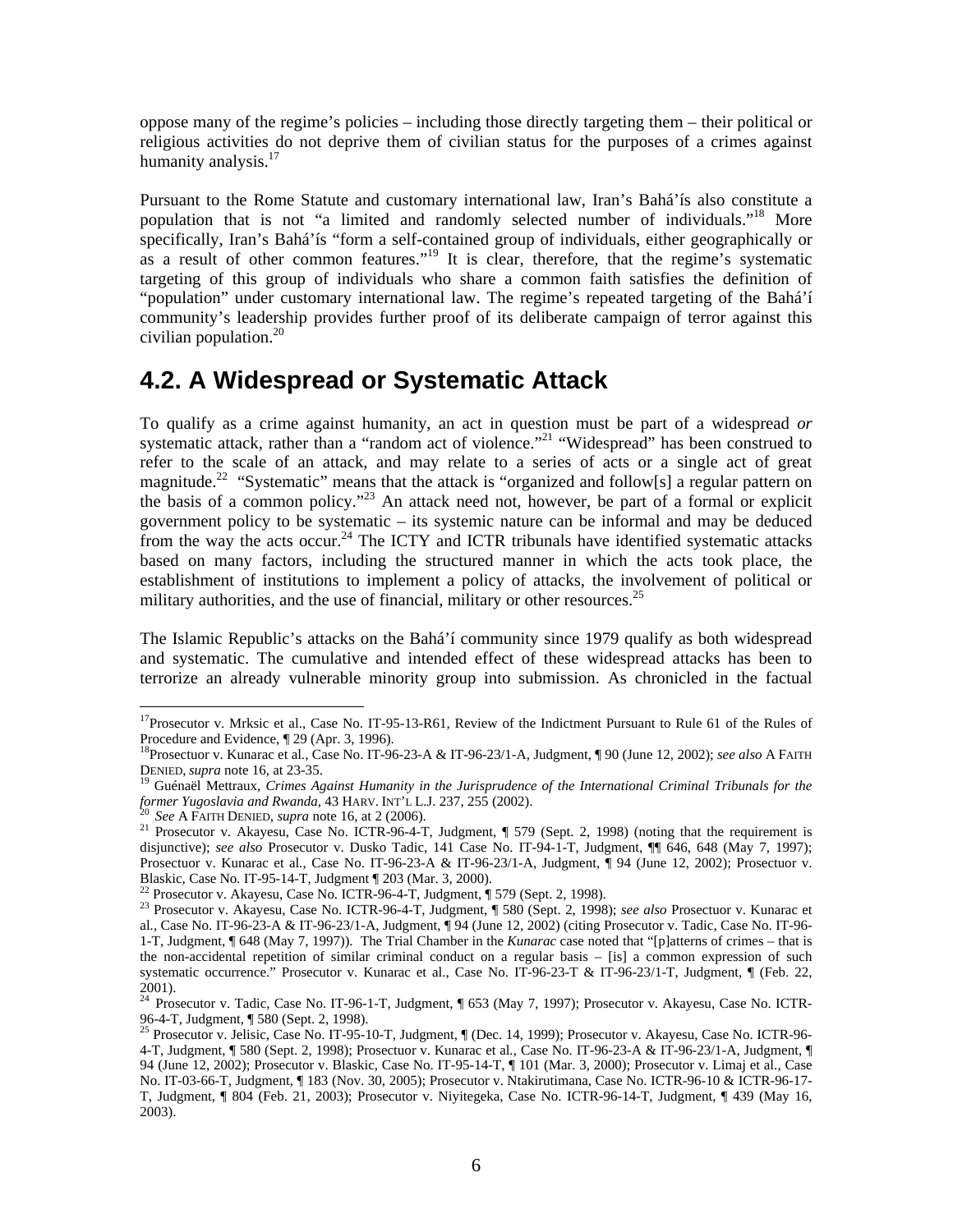oppose many of the regime's policies – including those directly targeting them – their political or religious activities do not deprive them of civilian status for the purposes of a crimes against humanity analysis.[17]

Pursuant to the Rome Statute and customary international law, Iran's Bahá'ís also constitute a population that is not "a limited and randomly selected number of individuals."[18] More specifically, Iran's Bahá'ís "form a self-contained group of individuals, either geographically or as a result of other common features."[19] It is clear, therefore, that the regime's systematic targeting of this group of individuals who share a common faith satisfies the definition of "population" under customary international law. The regime's repeated targeting of the Bahá'í community's leadership provides further proof of its deliberate campaign of terror against this civilian population.[20]

## 4.2. A Widespread or Systematic Attack

To qualify as a crime against humanity, an act in question must be part of a widespread *or* systematic attack, rather than a "random act of violence."[21] "Widespread" has been construed to refer to the scale of an attack, and may relate to a series of acts or a single act of great magnitude.[22] "Systematic" means that the attack is "organized and follow[s] a regular pattern on the basis of a common policy."[23] An attack need not, however, be part of a formal or explicit government policy to be systematic – its systemic nature can be informal and may be deduced from the way the acts occur.[24] The ICTY and ICTR tribunals have identified systematic attacks based on many factors, including the structured manner in which the acts took place, the establishment of institutions to implement a policy of attacks, the involvement of political or military authorities, and the use of financial, military or other resources.[25]

The Islamic Republic's attacks on the Bahá'í community since 1979 qualify as both widespread and systematic. The cumulative and intended effect of these widespread attacks has been to terrorize an already vulnerable minority group into submission. As chronicled in the factual

---

[17] Prosecutor v. Mrksic et al., Case No. IT-95-13-R61, Review of the Indictment Pursuant to Rule 61 of the Rules of Procedure and Evidence, ¶ 29 (Apr. 3, 1996).

[18] Prosectuor v. Kunarac et al., Case No. IT-96-23-A & IT-96-23/1-A, Judgment, ¶ 90 (June 12, 2002); *see also* A FAITH DENIED, *supra* note 16, at 23-35.

[19] Guénaël Mettraux, *Crimes Against Humanity in the Jurisprudence of the International Criminal Tribunals for the former Yugoslavia and Rwanda*, 43 HARV. INT'L L.J. 237, 255 (2002).

[20] *See* A FAITH DENIED, *supra* note 16, at 2 (2006).

[21] Prosecutor v. Akayesu, Case No. ICTR-96-4-T, Judgment, ¶ 579 (Sept. 2, 1998) (noting that the requirement is disjunctive); *see also* Prosecutor v. Dusko Tadic, 141 Case No. IT-94-1-T, Judgment, ¶¶ 646, 648 (May 7, 1997); Prosectuor v. Kunarac et al., Case No. IT-96-23-A & IT-96-23/1-A, Judgment, ¶ 94 (June 12, 2002); Prosectuor v. Blaskic, Case No. IT-95-14-T, Judgment ¶ 203 (Mar. 3, 2000).

[22] Prosecutor v. Akayesu, Case No. ICTR-96-4-T, Judgment, ¶ 579 (Sept. 2, 1998).

[23] Prosecutor v. Akayesu, Case No. ICTR-96-4-T, Judgment, ¶ 580 (Sept. 2, 1998); *see also* Prosectuor v. Kunarac et al., Case No. IT-96-23-A & IT-96-23/1-A, Judgment, ¶ 94 (June 12, 2002) (citing Prosecutor v. Tadic, Case No. IT-96-1-T, Judgment, ¶ 648 (May 7, 1997)). The Trial Chamber in the *Kunarac* case noted that "[p]atterns of crimes – that is the non-accidental repetition of similar criminal conduct on a regular basis – [is] a common expression of such systematic occurrence." Prosecutor v. Kunarac et al., Case No. IT-96-23-T & IT-96-23/1-T, Judgment, ¶ (Feb. 22, 2001).

[24] Prosecutor v. Tadic, Case No. IT-96-1-T, Judgment, ¶ 653 (May 7, 1997); Prosecutor v. Akayesu, Case No. ICTR-96-4-T, Judgment, ¶ 580 (Sept. 2, 1998).

[25] Prosecutor v. Jelisic, Case No. IT-95-10-T, Judgment, ¶ (Dec. 14, 1999); Prosecutor v. Akayesu, Case No. ICTR-96-4-T, Judgment, ¶ 580 (Sept. 2, 1998); Prosectuor v. Kunarac et al., Case No. IT-96-23-A & IT-96-23/1-A, Judgment, ¶ 94 (June 12, 2002); Prosecutor v. Blaskic, Case No. IT-95-14-T, ¶ 101 (Mar. 3, 2000); Prosecutor v. Limaj et al., Case No. IT-03-66-T, Judgment, ¶ 183 (Nov. 30, 2005); Prosecutor v. Ntakirutimana, Case No. ICTR-96-10 & ICTR-96-17-T, Judgment, ¶ 804 (Feb. 21, 2003); Prosecutor v. Niyitegeka, Case No. ICTR-96-14-T, Judgment, ¶ 439 (May 16, 2003).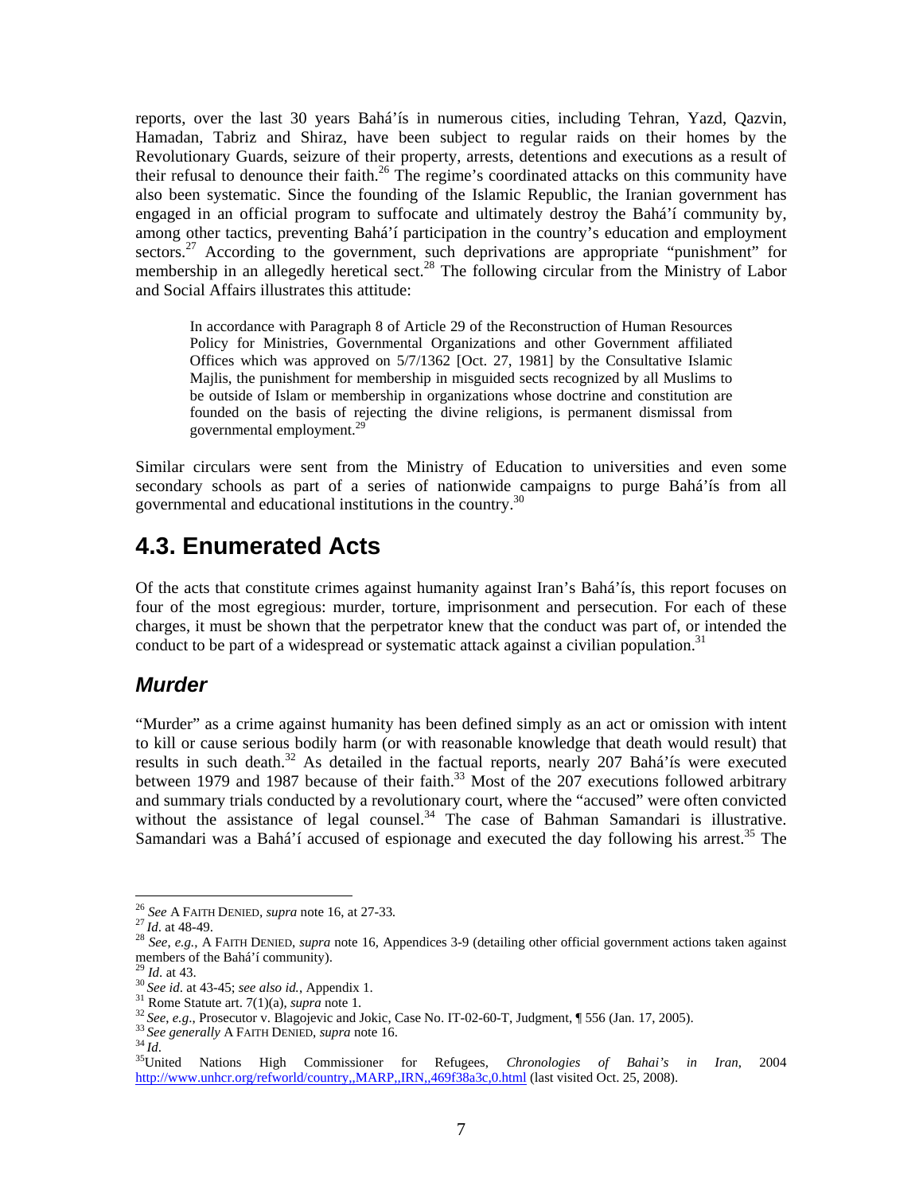reports, over the last 30 years Bahá'ís in numerous cities, including Tehran, Yazd, Qazvin, Hamadan, Tabriz and Shiraz, have been subject to regular raids on their homes by the Revolutionary Guards, seizure of their property, arrests, detentions and executions as a result of their refusal to denounce their faith.[26] The regime's coordinated attacks on this community have also been systematic. Since the founding of the Islamic Republic, the Iranian government has engaged in an official program to suffocate and ultimately destroy the Bahá'í community by, among other tactics, preventing Bahá'í participation in the country's education and employment sectors.[27] According to the government, such deprivations are appropriate "punishment" for membership in an allegedly heretical sect.[28] The following circular from the Ministry of Labor and Social Affairs illustrates this attitude:

> In accordance with Paragraph 8 of Article 29 of the Reconstruction of Human Resources Policy for Ministries, Governmental Organizations and other Government affiliated Offices which was approved on 5/7/1362 [Oct. 27, 1981] by the Consultative Islamic Majlis, the punishment for membership in misguided sects recognized by all Muslims to be outside of Islam or membership in organizations whose doctrine and constitution are founded on the basis of rejecting the divine religions, is permanent dismissal from governmental employment.[29]

Similar circulars were sent from the Ministry of Education to universities and even some secondary schools as part of a series of nationwide campaigns to purge Bahá'ís from all governmental and educational institutions in the country.[30]

# 4.3. Enumerated Acts

Of the acts that constitute crimes against humanity against Iran's Bahá'ís, this report focuses on four of the most egregious: murder, torture, imprisonment and persecution. For each of these charges, it must be shown that the perpetrator knew that the conduct was part of, or intended the conduct to be part of a widespread or systematic attack against a civilian population.[31]

## *Murder*

"Murder" as a crime against humanity has been defined simply as an act or omission with intent to kill or cause serious bodily harm (or with reasonable knowledge that death would result) that results in such death.[32] As detailed in the factual reports, nearly 207 Bahá'ís were executed between 1979 and 1987 because of their faith.[33] Most of the 207 executions followed arbitrary and summary trials conducted by a revolutionary court, where the "accused" were often convicted without the assistance of legal counsel.[34] The case of Bahman Samandari is illustrative. Samandari was a Bahá'í accused of espionage and executed the day following his arrest.[35] The

---

[26] *See* A FAITH DENIED, *supra* note 16, at 27-33.

[27] *Id*. at 48-49.

[28] *See, e.g.*, A FAITH DENIED, *supra* note 16, Appendices 3-9 (detailing other official government actions taken against members of the Bahá'í community).

[29] *Id*. at 43.

[30] *See id*. at 43-45; *see also id.*, Appendix 1.

[31] Rome Statute art. 7(1)(a), *supra* note 1.

[32] *See, e.g*., Prosecutor v. Blagojevic and Jokic, Case No. IT-02-60-T, Judgment, ¶ 556 (Jan. 17, 2005).

[33] *See generally* A FAITH DENIED, *supra* note 16.

[34] *Id*.

[35] United Nations High Commissioner for Refugees, *Chronologies of Bahai's in Iran*, 2004 http://www.unhcr.org/refworld/country,,MARP,,IRN,,469f38a3c,0.html (last visited Oct. 25, 2008).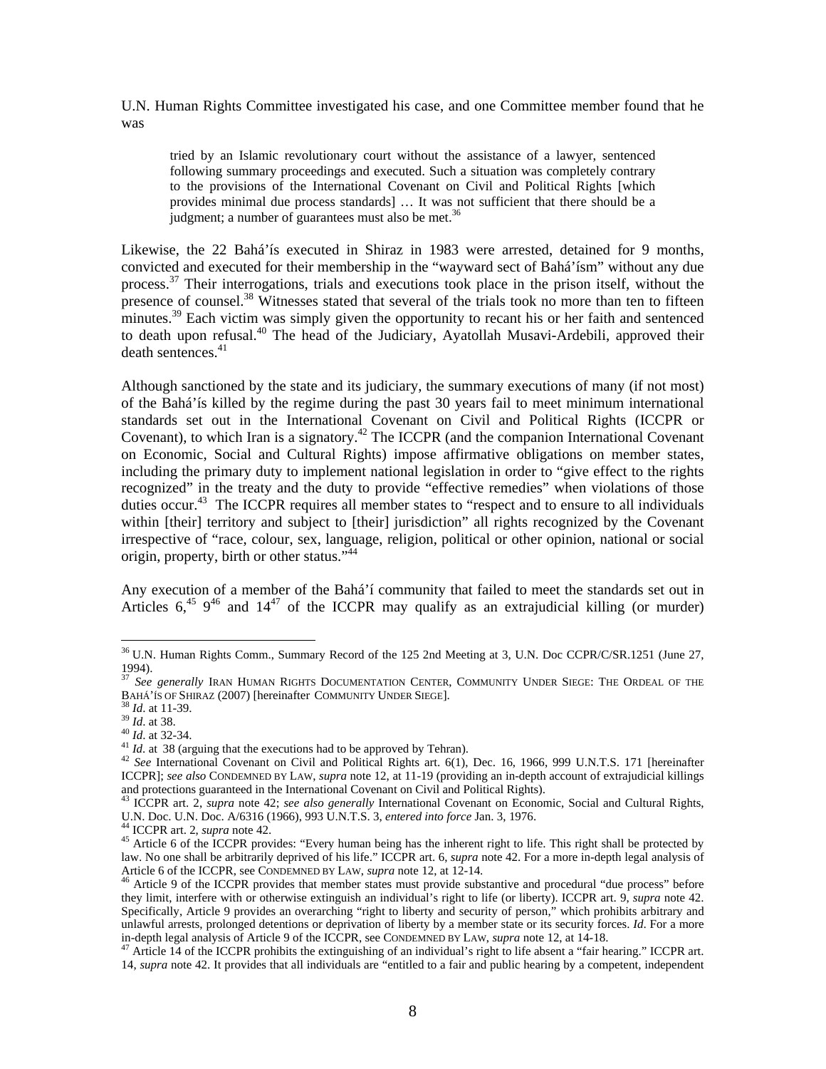U.N. Human Rights Committee investigated his case, and one Committee member found that he was

> tried by an Islamic revolutionary court without the assistance of a lawyer, sentenced following summary proceedings and executed. Such a situation was completely contrary to the provisions of the International Covenant on Civil and Political Rights [which provides minimal due process standards] … It was not sufficient that there should be a judgment; a number of guarantees must also be met.[36]

Likewise, the 22 Bahá'ís executed in Shiraz in 1983 were arrested, detained for 9 months, convicted and executed for their membership in the "wayward sect of Bahá'ísm" without any due process.[37] Their interrogations, trials and executions took place in the prison itself, without the presence of counsel.[38] Witnesses stated that several of the trials took no more than ten to fifteen minutes.[39] Each victim was simply given the opportunity to recant his or her faith and sentenced to death upon refusal.[40] The head of the Judiciary, Ayatollah Musavi-Ardebili, approved their death sentences.[41]

Although sanctioned by the state and its judiciary, the summary executions of many (if not most) of the Bahá'ís killed by the regime during the past 30 years fail to meet minimum international standards set out in the International Covenant on Civil and Political Rights (ICCPR or Covenant), to which Iran is a signatory.[42] The ICCPR (and the companion International Covenant on Economic, Social and Cultural Rights) impose affirmative obligations on member states, including the primary duty to implement national legislation in order to "give effect to the rights recognized" in the treaty and the duty to provide "effective remedies" when violations of those duties occur.[43] The ICCPR requires all member states to "respect and to ensure to all individuals within [their] territory and subject to [their] jurisdiction" all rights recognized by the Covenant irrespective of "race, colour, sex, language, religion, political or other opinion, national or social origin, property, birth or other status."[44]

Any execution of a member of the Bahá'í community that failed to meet the standards set out in Articles 6,[45] 9[46] and 14[47] of the ICCPR may qualify as an extrajudicial killing (or murder)

---

[36] U.N. Human Rights Comm., Summary Record of the 125 2nd Meeting at 3, U.N. Doc CCPR/C/SR.1251 (June 27, 1994).

[37] *See generally* IRAN HUMAN RIGHTS DOCUMENTATION CENTER, COMMUNITY UNDER SIEGE: THE ORDEAL OF THE BAHÁ'ÍS OF SHIRAZ (2007) [hereinafter COMMUNITY UNDER SIEGE].

[38] *Id*. at 11-39.

[39] *Id*. at 38.

[40] *Id*. at 32-34.

[41] *Id*. at 38 (arguing that the executions had to be approved by Tehran).

[42] *See* International Covenant on Civil and Political Rights art. 6(1), Dec. 16, 1966, 999 U.N.T.S. 171 [hereinafter ICCPR]; *see also* CONDEMNED BY LAW, *supra* note 12, at 11-19 (providing an in-depth account of extrajudicial killings and protections guaranteed in the International Covenant on Civil and Political Rights).

[43] ICCPR art. 2, *supra* note 42; *see also generally* International Covenant on Economic, Social and Cultural Rights, U.N. Doc. U.N. Doc. A/6316 (1966), 993 U.N.T.S. 3, *entered into force* Jan. 3, 1976.

[44] ICCPR art. 2, *supra* note 42.

[45] Article 6 of the ICCPR provides: "Every human being has the inherent right to life. This right shall be protected by law. No one shall be arbitrarily deprived of his life." ICCPR art. 6, *supra* note 42. For a more in-depth legal analysis of Article 6 of the ICCPR, see CONDEMNED BY LAW, *supra* note 12, at 12-14.

[46] Article 9 of the ICCPR provides that member states must provide substantive and procedural "due process" before they limit, interfere with or otherwise extinguish an individual's right to life (or liberty). ICCPR art. 9, *supra* note 42. Specifically, Article 9 provides an overarching "right to liberty and security of person," which prohibits arbitrary and unlawful arrests, prolonged detentions or deprivation of liberty by a member state or its security forces. *Id*. For a more in-depth legal analysis of Article 9 of the ICCPR, see CONDEMNED BY LAW, *supra* note 12, at 14-18.

[47] Article 14 of the ICCPR prohibits the extinguishing of an individual's right to life absent a "fair hearing." ICCPR art. 14, *supra* note 42. It provides that all individuals are "entitled to a fair and public hearing by a competent, independent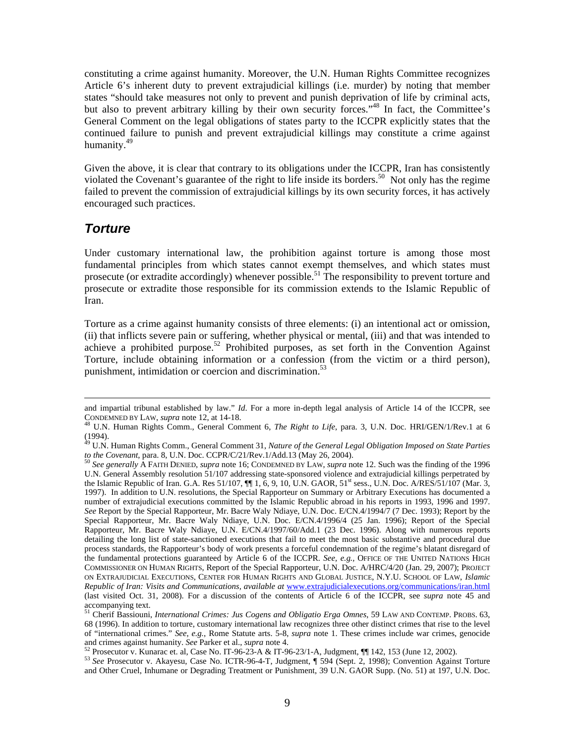constituting a crime against humanity. Moreover, the U.N. Human Rights Committee recognizes Article 6's inherent duty to prevent extrajudicial killings (i.e. murder) by noting that member states "should take measures not only to prevent and punish deprivation of life by criminal acts, but also to prevent arbitrary killing by their own security forces."[48] In fact, the Committee's General Comment on the legal obligations of states party to the ICCPR explicitly states that the continued failure to punish and prevent extrajudicial killings may constitute a crime against humanity.[49]

Given the above, it is clear that contrary to its obligations under the ICCPR, Iran has consistently violated the Covenant's guarantee of the right to life inside its borders.[50] Not only has the regime failed to prevent the commission of extrajudicial killings by its own security forces, it has actively encouraged such practices.

## *Torture*

Under customary international law, the prohibition against torture is among those most fundamental principles from which states cannot exempt themselves, and which states must prosecute (or extradite accordingly) whenever possible.[51] The responsibility to prevent torture and prosecute or extradite those responsible for its commission extends to the Islamic Republic of Iran.

Torture as a crime against humanity consists of three elements: (i) an intentional act or omission, (ii) that inflicts severe pain or suffering, whether physical or mental, (iii) and that was intended to achieve a prohibited purpose.[52] Prohibited purposes, as set forth in the Convention Against Torture, include obtaining information or a confession (from the victim or a third person), punishment, intimidation or coercion and discrimination.[53]

---

and impartial tribunal established by law." *Id.* For a more in-depth legal analysis of Article 14 of the ICCPR, see CONDEMNED BY LAW, *supra* note 12, at 14-18.

[48] U.N. Human Rights Comm., General Comment 6, *The Right to Life*, para. 3, U.N. Doc. HRI/GEN/1/Rev.1 at 6 (1994).

[49] U.N. Human Rights Comm., General Comment 31, *Nature of the General Legal Obligation Imposed on State Parties to the Covenant*, para. 8, U.N. Doc. CCPR/C/21/Rev.1/Add.13 (May 26, 2004).

[50] *See generally* A FAITH DENIED, *supra* note 16; CONDEMNED BY LAW, *supra* note 12. Such was the finding of the 1996 U.N. General Assembly resolution 51/107 addressing state-sponsored violence and extrajudicial killings perpetrated by the Islamic Republic of Iran. G.A. Res 51/107, ¶¶ 1, 6, 9, 10, U.N. GAOR, 51st sess., U.N. Doc. A/RES/51/107 (Mar. 3, 1997). In addition to U.N. resolutions, the Special Rapporteur on Summary or Arbitrary Executions has documented a number of extrajudicial executions committed by the Islamic Republic abroad in his reports in 1993, 1996 and 1997. *See* Report by the Special Rapporteur, Mr. Bacre Waly Ndiaye, U.N. Doc. E/CN.4/1994/7 (7 Dec. 1993); Report by the Special Rapporteur, Mr. Bacre Waly Ndiaye, U.N. Doc. E/CN.4/1996/4 (25 Jan. 1996); Report of the Special Rapporteur, Mr. Bacre Waly Ndiaye, U.N. E/CN.4/1997/60/Add.1 (23 Dec. 1996). Along with numerous reports detailing the long list of state-sanctioned executions that fail to meet the most basic substantive and procedural due process standards, the Rapporteur's body of work presents a forceful condemnation of the regime's blatant disregard of the fundamental protections guaranteed by Article 6 of the ICCPR. *See, e.g.*, OFFICE OF THE UNITED NATIONS HIGH COMMISSIONER ON HUMAN RIGHTS, Report of the Special Rapporteur, U.N. Doc. A/HRC/4/20 (Jan. 29, 2007); PROJECT ON EXTRAJUDICIAL EXECUTIONS, CENTER FOR HUMAN RIGHTS AND GLOBAL JUSTICE, N.Y.U. SCHOOL OF LAW, *Islamic Republic of Iran: Visits and Communications*, *available at* www.extrajudicialexecutions.org/communications/iran.html (last visited Oct. 31, 2008). For a discussion of the contents of Article 6 of the ICCPR, see *supra* note 45 and accompanying text.

[51] Cherif Bassiouni, *International Crimes: Jus Cogens and Obligatio Erga Omnes*, 59 LAW AND CONTEMP. PROBS. 63, 68 (1996). In addition to torture, customary international law recognizes three other distinct crimes that rise to the level of "international crimes." *See, e.g.*, Rome Statute arts. 5-8, *supra* note 1. These crimes include war crimes, genocide and crimes against humanity. *See* Parker et al., *supra* note 4.

[52] Prosecutor v. Kunarac et. al, Case No. IT-96-23-A & IT-96-23/1-A, Judgment, ¶¶ 142, 153 (June 12, 2002).

[53] *See* Prosecutor v. Akayesu, Case No. ICTR-96-4-T, Judgment, ¶ 594 (Sept. 2, 1998); Convention Against Torture and Other Cruel, Inhumane or Degrading Treatment or Punishment, 39 U.N. GAOR Supp. (No. 51) at 197, U.N. Doc.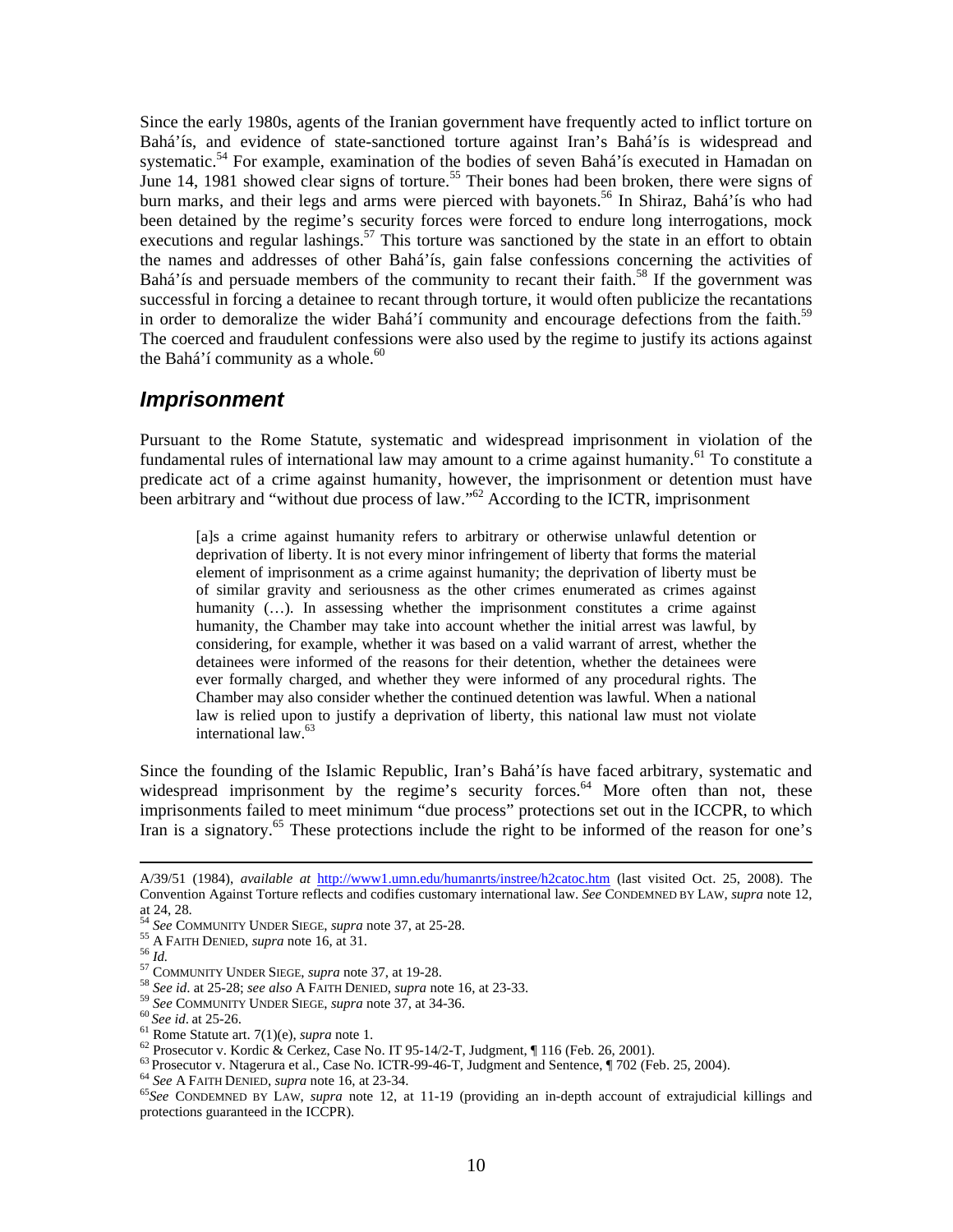Since the early 1980s, agents of the Iranian government have frequently acted to inflict torture on Bahá'ís, and evidence of state-sanctioned torture against Iran's Bahá'ís is widespread and systematic.[54] For example, examination of the bodies of seven Bahá'ís executed in Hamadan on June 14, 1981 showed clear signs of torture.[55] Their bones had been broken, there were signs of burn marks, and their legs and arms were pierced with bayonets.[56] In Shiraz, Bahá'ís who had been detained by the regime's security forces were forced to endure long interrogations, mock executions and regular lashings.[57] This torture was sanctioned by the state in an effort to obtain the names and addresses of other Bahá'ís, gain false confessions concerning the activities of Bahá'ís and persuade members of the community to recant their faith.[58] If the government was successful in forcing a detainee to recant through torture, it would often publicize the recantations in order to demoralize the wider Bahá'í community and encourage defections from the faith.[59] The coerced and fraudulent confessions were also used by the regime to justify its actions against the Bahá'í community as a whole.[60]

## *Imprisonment*

Pursuant to the Rome Statute, systematic and widespread imprisonment in violation of the fundamental rules of international law may amount to a crime against humanity.[61] To constitute a predicate act of a crime against humanity, however, the imprisonment or detention must have been arbitrary and "without due process of law."[62] According to the ICTR, imprisonment

> [a]s a crime against humanity refers to arbitrary or otherwise unlawful detention or deprivation of liberty. It is not every minor infringement of liberty that forms the material element of imprisonment as a crime against humanity; the deprivation of liberty must be of similar gravity and seriousness as the other crimes enumerated as crimes against humanity (…). In assessing whether the imprisonment constitutes a crime against humanity, the Chamber may take into account whether the initial arrest was lawful, by considering, for example, whether it was based on a valid warrant of arrest, whether the detainees were informed of the reasons for their detention, whether the detainees were ever formally charged, and whether they were informed of any procedural rights. The Chamber may also consider whether the continued detention was lawful. When a national law is relied upon to justify a deprivation of liberty, this national law must not violate international law.[63]

Since the founding of the Islamic Republic, Iran's Bahá'ís have faced arbitrary, systematic and widespread imprisonment by the regime's security forces.[64] More often than not, these imprisonments failed to meet minimum "due process" protections set out in the ICCPR, to which Iran is a signatory.[65] These protections include the right to be informed of the reason for one's

---

A/39/51 (1984), *available at* http://www1.umn.edu/humanrts/instree/h2catoc.htm (last visited Oct. 25, 2008). The Convention Against Torture reflects and codifies customary international law. *See* CONDEMNED BY LAW, *supra* note 12, at 24, 28.

[54] *See* COMMUNITY UNDER SIEGE, *supra* note 37, at 25-28.

[55] A FAITH DENIED, *supra* note 16, at 31.

[56] *Id.*

[57] COMMUNITY UNDER SIEGE, *supra* note 37, at 19-28.

[58] *See id*. at 25-28; *see also* A FAITH DENIED, *supra* note 16, at 23-33.

[59] *See* COMMUNITY UNDER SIEGE, *supra* note 37, at 34-36.

[60] *See id*. at 25-26.

[61] Rome Statute art. 7(1)(e), *supra* note 1.

[62] Prosecutor v. Kordic & Cerkez, Case No. IT 95-14/2-T, Judgment, ¶ 116 (Feb. 26, 2001).

[63] Prosecutor v. Ntagerura et al., Case No. ICTR-99-46-T, Judgment and Sentence, ¶ 702 (Feb. 25, 2004).

[64] *See* A FAITH DENIED, *supra* note 16, at 23-34.

[65] *See* CONDEMNED BY LAW, *supra* note 12, at 11-19 (providing an in-depth account of extrajudicial killings and protections guaranteed in the ICCPR).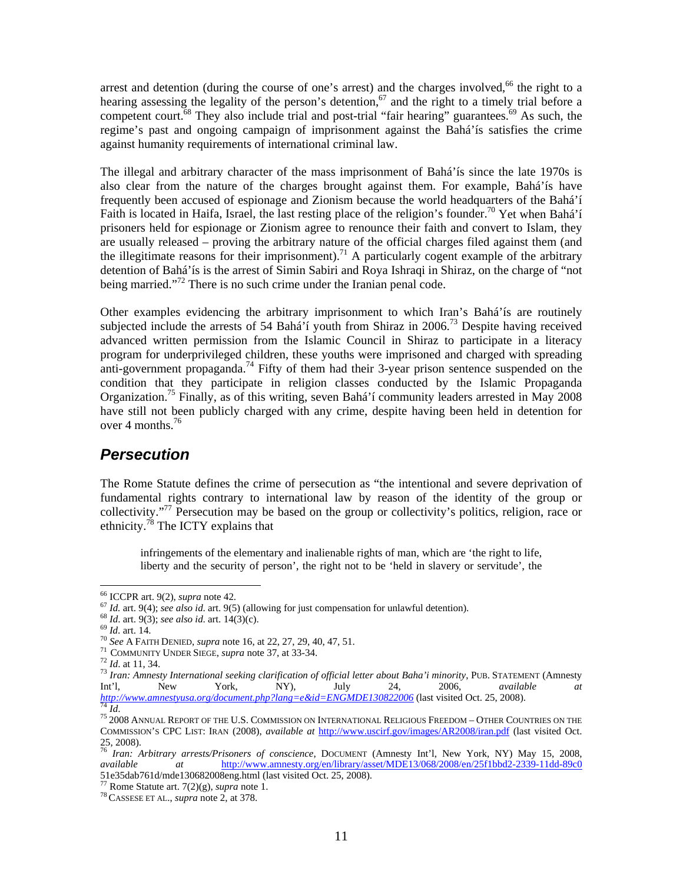arrest and detention (during the course of one's arrest) and the charges involved,[66] the right to a hearing assessing the legality of the person's detention,[67] and the right to a timely trial before a competent court.[68] They also include trial and post-trial "fair hearing" guarantees.[69] As such, the regime's past and ongoing campaign of imprisonment against the Bahá'ís satisfies the crime against humanity requirements of international criminal law.

The illegal and arbitrary character of the mass imprisonment of Bahá'ís since the late 1970s is also clear from the nature of the charges brought against them. For example, Bahá'ís have frequently been accused of espionage and Zionism because the world headquarters of the Bahá'í Faith is located in Haifa, Israel, the last resting place of the religion's founder.[70] Yet when Bahá'í prisoners held for espionage or Zionism agree to renounce their faith and convert to Islam, they are usually released – proving the arbitrary nature of the official charges filed against them (and the illegitimate reasons for their imprisonment).[71] A particularly cogent example of the arbitrary detention of Bahá'ís is the arrest of Simin Sabiri and Roya Ishraqi in Shiraz, on the charge of "not being married."[72] There is no such crime under the Iranian penal code.

Other examples evidencing the arbitrary imprisonment to which Iran's Bahá'ís are routinely subjected include the arrests of 54 Bahá'í youth from Shiraz in 2006.[73] Despite having received advanced written permission from the Islamic Council in Shiraz to participate in a literacy program for underprivileged children, these youths were imprisoned and charged with spreading anti-government propaganda.[74] Fifty of them had their 3-year prison sentence suspended on the condition that they participate in religion classes conducted by the Islamic Propaganda Organization.[75] Finally, as of this writing, seven Bahá'í community leaders arrested in May 2008 have still not been publicly charged with any crime, despite having been held in detention for over 4 months.[76]

## *Persecution*

The Rome Statute defines the crime of persecution as "the intentional and severe deprivation of fundamental rights contrary to international law by reason of the identity of the group or collectivity."[77] Persecution may be based on the group or collectivity's politics, religion, race or ethnicity.[78] The ICTY explains that

> infringements of the elementary and inalienable rights of man, which are 'the right to life, liberty and the security of person', the right not to be 'held in slavery or servitude', the

---

[66] ICCPR art. 9(2), *supra* note 42.

[67] *Id.* art. 9(4); *see also id.* art. 9(5) (allowing for just compensation for unlawful detention).

[68] *Id.* art. 9(3); *see also id.* art. 14(3)(c).

[69] *Id.* art. 14.

[70] *See* A FAITH DENIED, *supra* note 16, at 22, 27, 29, 40, 47, 51.

[71] COMMUNITY UNDER SIEGE, *supra* note 37, at 33-34.

[72] *Id.* at 11, 34.

[73] *Iran: Amnesty International seeking clarification of official letter about Baha'i minority*, PUB. STATEMENT (Amnesty Int'l, New York, NY), July 24, 2006, *available at* http://www.amnestyusa.org/document.php?lang=e&id=ENGMDE130822006 (last visited Oct. 25, 2008).

[74] *Id.*

[75] 2008 ANNUAL REPORT OF THE U.S. COMMISSION ON INTERNATIONAL RELIGIOUS FREEDOM – OTHER COUNTRIES ON THE COMMISSION'S CPC LIST: IRAN (2008), *available at* http://www.uscirf.gov/images/AR2008/iran.pdf (last visited Oct. 25, 2008).

[76] *Iran: Arbitrary arrests/Prisoners of conscience*, DOCUMENT (Amnesty Int'l, New York, NY) May 15, 2008, *available at* http://www.amnesty.org/en/library/asset/MDE13/068/2008/en/25f1bbd2-2339-11dd-89c051e35dab761d/mde130682008eng.html (last visited Oct. 25, 2008).

[77] Rome Statute art. 7(2)(g), *supra* note 1.

[78] CASSESE ET AL., *supra* note 2, at 378.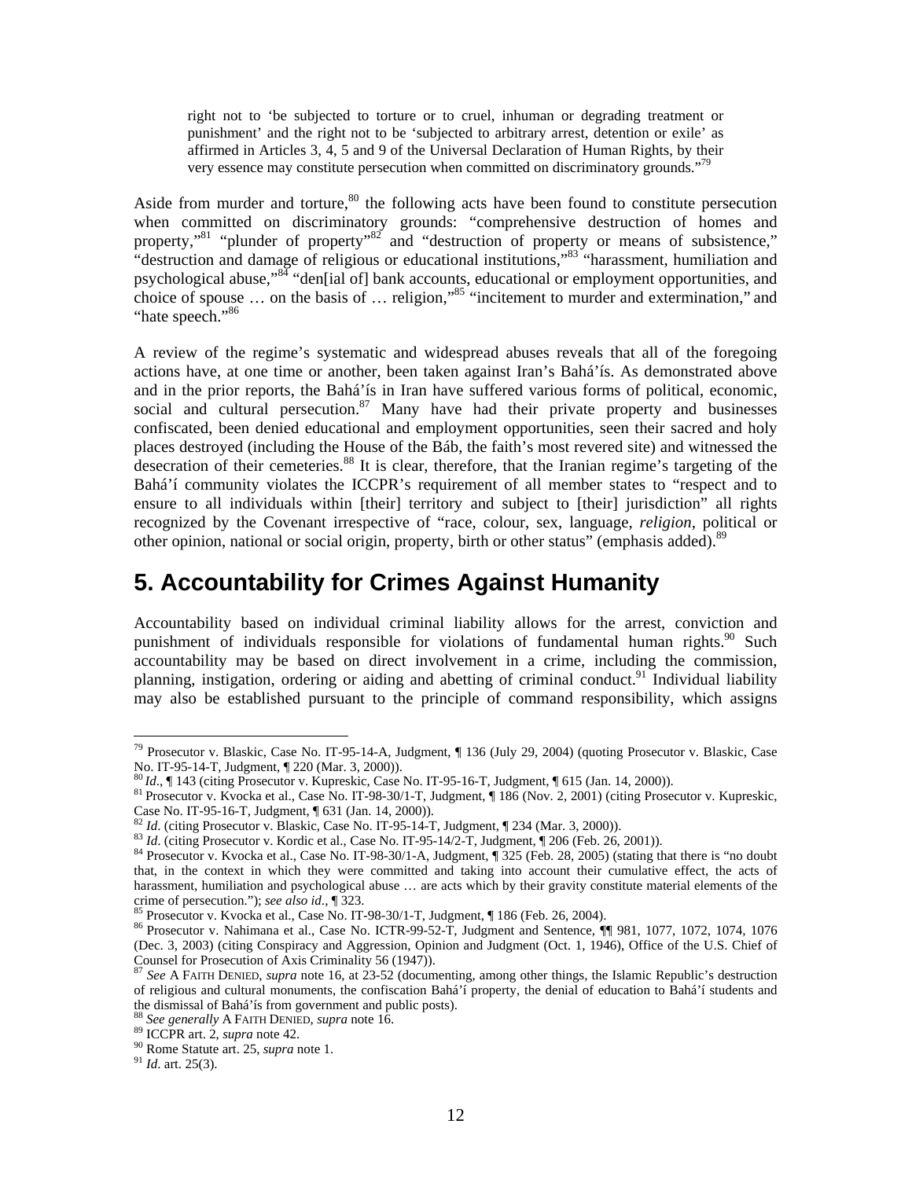> right not to 'be subjected to torture or to cruel, inhuman or degrading treatment or punishment' and the right not to be 'subjected to arbitrary arrest, detention or exile' as affirmed in Articles 3, 4, 5 and 9 of the Universal Declaration of Human Rights, by their very essence may constitute persecution when committed on discriminatory grounds."[79]

Aside from murder and torture,[80] the following acts have been found to constitute persecution when committed on discriminatory grounds: "comprehensive destruction of homes and property,"[81] "plunder of property"[82] and "destruction of property or means of subsistence," "destruction and damage of religious or educational institutions,"[83] "harassment, humiliation and psychological abuse,"[84] "den[ial of] bank accounts, educational or employment opportunities, and choice of spouse … on the basis of … religion,"[85] "incitement to murder and extermination," and "hate speech."[86]

A review of the regime's systematic and widespread abuses reveals that all of the foregoing actions have, at one time or another, been taken against Iran's Bahá'ís. As demonstrated above and in the prior reports, the Bahá'ís in Iran have suffered various forms of political, economic, social and cultural persecution.[87] Many have had their private property and businesses confiscated, been denied educational and employment opportunities, seen their sacred and holy places destroyed (including the House of the Báb, the faith's most revered site) and witnessed the desecration of their cemeteries.[88] It is clear, therefore, that the Iranian regime's targeting of the Bahá'í community violates the ICCPR's requirement of all member states to "respect and to ensure to all individuals within [their] territory and subject to [their] jurisdiction" all rights recognized by the Covenant irrespective of "race, colour, sex, language, *religion*, political or other opinion, national or social origin, property, birth or other status" (emphasis added).[89]

## 5. Accountability for Crimes Against Humanity

Accountability based on individual criminal liability allows for the arrest, conviction and punishment of individuals responsible for violations of fundamental human rights.[90] Such accountability may be based on direct involvement in a crime, including the commission, planning, instigation, ordering or aiding and abetting of criminal conduct.[91] Individual liability may also be established pursuant to the principle of command responsibility, which assigns

---

[79] Prosecutor v. Blaskic, Case No. IT-95-14-A, Judgment, ¶ 136 (July 29, 2004) (quoting Prosecutor v. Blaskic, Case No. IT-95-14-T, Judgment, ¶ 220 (Mar. 3, 2000)).

[80] *Id*., ¶ 143 (citing Prosecutor v. Kupreskic, Case No. IT-95-16-T, Judgment, ¶ 615 (Jan. 14, 2000)).

[81] Prosecutor v. Kvocka et al., Case No. IT-98-30/1-T, Judgment, ¶ 186 (Nov. 2, 2001) (citing Prosecutor v. Kupreskic, Case No. IT-95-16-T, Judgment, ¶ 631 (Jan. 14, 2000)).

[82] *Id*. (citing Prosecutor v. Blaskic, Case No. IT-95-14-T, Judgment, ¶ 234 (Mar. 3, 2000)).

[83] *Id*. (citing Prosecutor v. Kordic et al., Case No. IT-95-14/2-T, Judgment, ¶ 206 (Feb. 26, 2001)).

[84] Prosecutor v. Kvocka et al., Case No. IT-98-30/1-A, Judgment, ¶ 325 (Feb. 28, 2005) (stating that there is "no doubt that, in the context in which they were committed and taking into account their cumulative effect, the acts of harassment, humiliation and psychological abuse … are acts which by their gravity constitute material elements of the crime of persecution."); *see also id*., ¶ 323.

[85] Prosecutor v. Kvocka et al., Case No. IT-98-30/1-T, Judgment, ¶ 186 (Feb. 26, 2004).

[86] Prosecutor v. Nahimana et al., Case No. ICTR-99-52-T, Judgment and Sentence, ¶¶ 981, 1077, 1072, 1074, 1076 (Dec. 3, 2003) (citing Conspiracy and Aggression, Opinion and Judgment (Oct. 1, 1946), Office of the U.S. Chief of Counsel for Prosecution of Axis Criminality 56 (1947)).

[87] *See* A FAITH DENIED, *supra* note 16, at 23-52 (documenting, among other things, the Islamic Republic's destruction of religious and cultural monuments, the confiscation Bahá'í property, the denial of education to Bahá'í students and the dismissal of Bahá'ís from government and public posts).

[88] *See generally* A FAITH DENIED, *supra* note 16.

[89] ICCPR art. 2, *supra* note 42.

[90] Rome Statute art. 25, *supra* note 1.

[91] *Id*. art. 25(3).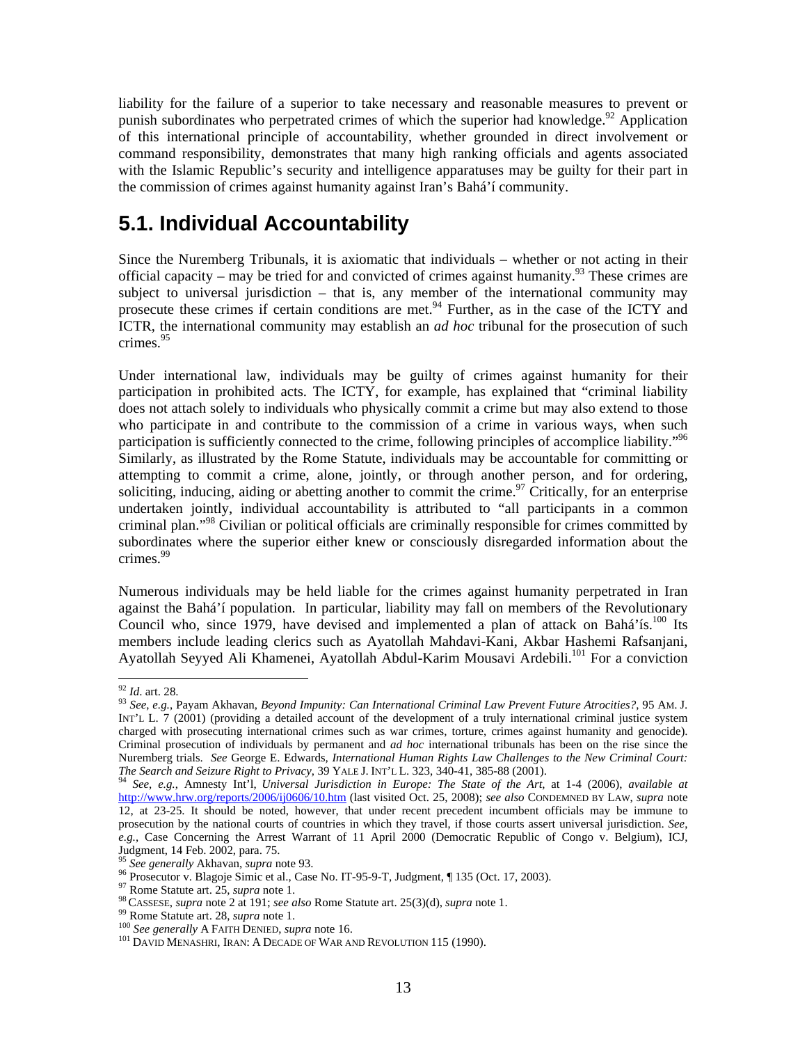liability for the failure of a superior to take necessary and reasonable measures to prevent or punish subordinates who perpetrated crimes of which the superior had knowledge.[92] Application of this international principle of accountability, whether grounded in direct involvement or command responsibility, demonstrates that many high ranking officials and agents associated with the Islamic Republic's security and intelligence apparatuses may be guilty for their part in the commission of crimes against humanity against Iran's Bahá'í community.

## 5.1. Individual Accountability

Since the Nuremberg Tribunals, it is axiomatic that individuals – whether or not acting in their official capacity – may be tried for and convicted of crimes against humanity.[93] These crimes are subject to universal jurisdiction – that is, any member of the international community may prosecute these crimes if certain conditions are met.[94] Further, as in the case of the ICTY and ICTR, the international community may establish an *ad hoc* tribunal for the prosecution of such crimes.[95]

Under international law, individuals may be guilty of crimes against humanity for their participation in prohibited acts. The ICTY, for example, has explained that "criminal liability does not attach solely to individuals who physically commit a crime but may also extend to those who participate in and contribute to the commission of a crime in various ways, when such participation is sufficiently connected to the crime, following principles of accomplice liability."[96] Similarly, as illustrated by the Rome Statute, individuals may be accountable for committing or attempting to commit a crime, alone, jointly, or through another person, and for ordering, soliciting, inducing, aiding or abetting another to commit the crime.[97] Critically, for an enterprise undertaken jointly, individual accountability is attributed to "all participants in a common criminal plan."[98] Civilian or political officials are criminally responsible for crimes committed by subordinates where the superior either knew or consciously disregarded information about the crimes.[99]

Numerous individuals may be held liable for the crimes against humanity perpetrated in Iran against the Bahá'í population. In particular, liability may fall on members of the Revolutionary Council who, since 1979, have devised and implemented a plan of attack on Bahá'ís.[100] Its members include leading clerics such as Ayatollah Mahdavi-Kani, Akbar Hashemi Rafsanjani, Ayatollah Seyyed Ali Khamenei, Ayatollah Abdul-Karim Mousavi Ardebili.[101] For a conviction

---

[92] *Id*. art. 28.

[93] *See*, *e.g.*, Payam Akhavan, *Beyond Impunity: Can International Criminal Law Prevent Future Atrocities?*, 95 AM. J. INT'L L. 7 (2001) (providing a detailed account of the development of a truly international criminal justice system charged with prosecuting international crimes such as war crimes, torture, crimes against humanity and genocide). Criminal prosecution of individuals by permanent and *ad hoc* international tribunals has been on the rise since the Nuremberg trials. *See* George E. Edwards, *International Human Rights Law Challenges to the New Criminal Court: The Search and Seizure Right to Privacy*, 39 YALE J. INT'L L. 323, 340-41, 385-88 (2001).

[94] *See*, *e.g.*, Amnesty Int'l, *Universal Jurisdiction in Europe: The State of the Art*, at 1-4 (2006), *available at* http://www.hrw.org/reports/2006/ij0606/10.htm (last visited Oct. 25, 2008); *see also* CONDEMNED BY LAW, *supra* note 12, at 23-25. It should be noted, however, that under recent precedent incumbent officials may be immune to prosecution by the national courts of countries in which they travel, if those courts assert universal jurisdiction. *See*, *e.g.*, Case Concerning the Arrest Warrant of 11 April 2000 (Democratic Republic of Congo v. Belgium), ICJ, Judgment, 14 Feb. 2002, para. 75.

[95] *See generally* Akhavan, *supra* note 93.

[96] Prosecutor v. Blagoje Simic et al., Case No. IT-95-9-T, Judgment, ¶ 135 (Oct. 17, 2003).

[97] Rome Statute art. 25, *supra* note 1.

[98] CASSESE, *supra* note 2 at 191; *see also* Rome Statute art. 25(3)(d), *supra* note 1.

[99] Rome Statute art. 28, *supra* note 1.

[100] *See generally* A FAITH DENIED, *supra* note 16.

[101] DAVID MENASHRI, IRAN: A DECADE OF WAR AND REVOLUTION 115 (1990).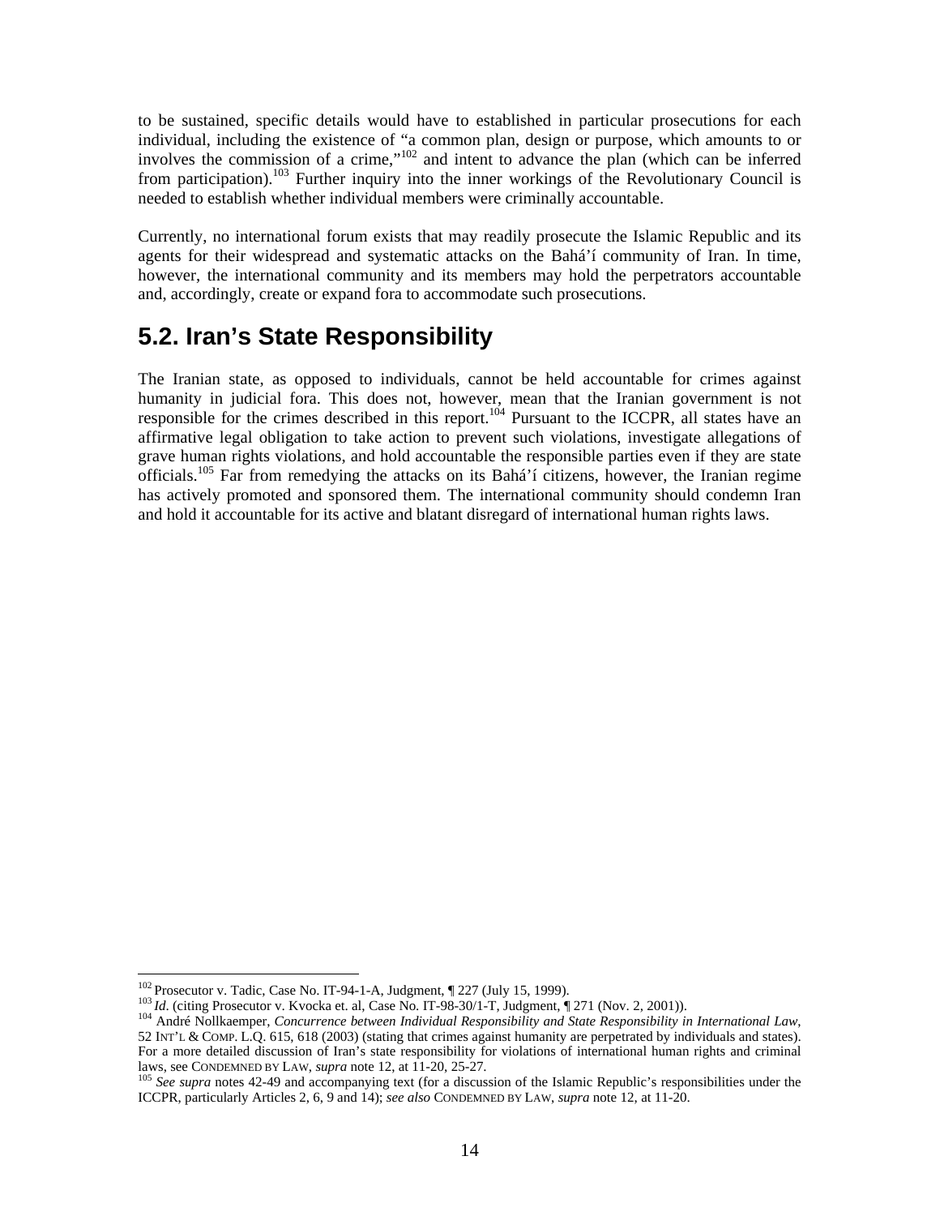to be sustained, specific details would have to established in particular prosecutions for each individual, including the existence of "a common plan, design or purpose, which amounts to or involves the commission of a crime,"[102] and intent to advance the plan (which can be inferred from participation).[103] Further inquiry into the inner workings of the Revolutionary Council is needed to establish whether individual members were criminally accountable.

Currently, no international forum exists that may readily prosecute the Islamic Republic and its agents for their widespread and systematic attacks on the Bahá'í community of Iran. In time, however, the international community and its members may hold the perpetrators accountable and, accordingly, create or expand fora to accommodate such prosecutions.

## 5.2. Iran's State Responsibility

The Iranian state, as opposed to individuals, cannot be held accountable for crimes against humanity in judicial fora. This does not, however, mean that the Iranian government is not responsible for the crimes described in this report.[104] Pursuant to the ICCPR, all states have an affirmative legal obligation to take action to prevent such violations, investigate allegations of grave human rights violations, and hold accountable the responsible parties even if they are state officials.[105] Far from remedying the attacks on its Bahá'í citizens, however, the Iranian regime has actively promoted and sponsored them. The international community should condemn Iran and hold it accountable for its active and blatant disregard of international human rights laws.

---

[102] Prosecutor v. Tadic, Case No. IT-94-1-A, Judgment, ¶ 227 (July 15, 1999).

[103] *Id*. (citing Prosecutor v. Kvocka et. al, Case No. IT-98-30/1-T, Judgment, ¶ 271 (Nov. 2, 2001)).

[104] André Nollkaemper, *Concurrence between Individual Responsibility and State Responsibility in International Law*, 52 INT'L & COMP. L.Q. 615, 618 (2003) (stating that crimes against humanity are perpetrated by individuals and states). For a more detailed discussion of Iran's state responsibility for violations of international human rights and criminal laws, see CONDEMNED BY LAW, *supra* note 12, at 11-20, 25-27.

[105] *See supra* notes 42-49 and accompanying text (for a discussion of the Islamic Republic's responsibilities under the ICCPR, particularly Articles 2, 6, 9 and 14); *see also* CONDEMNED BY LAW, *supra* note 12, at 11-20.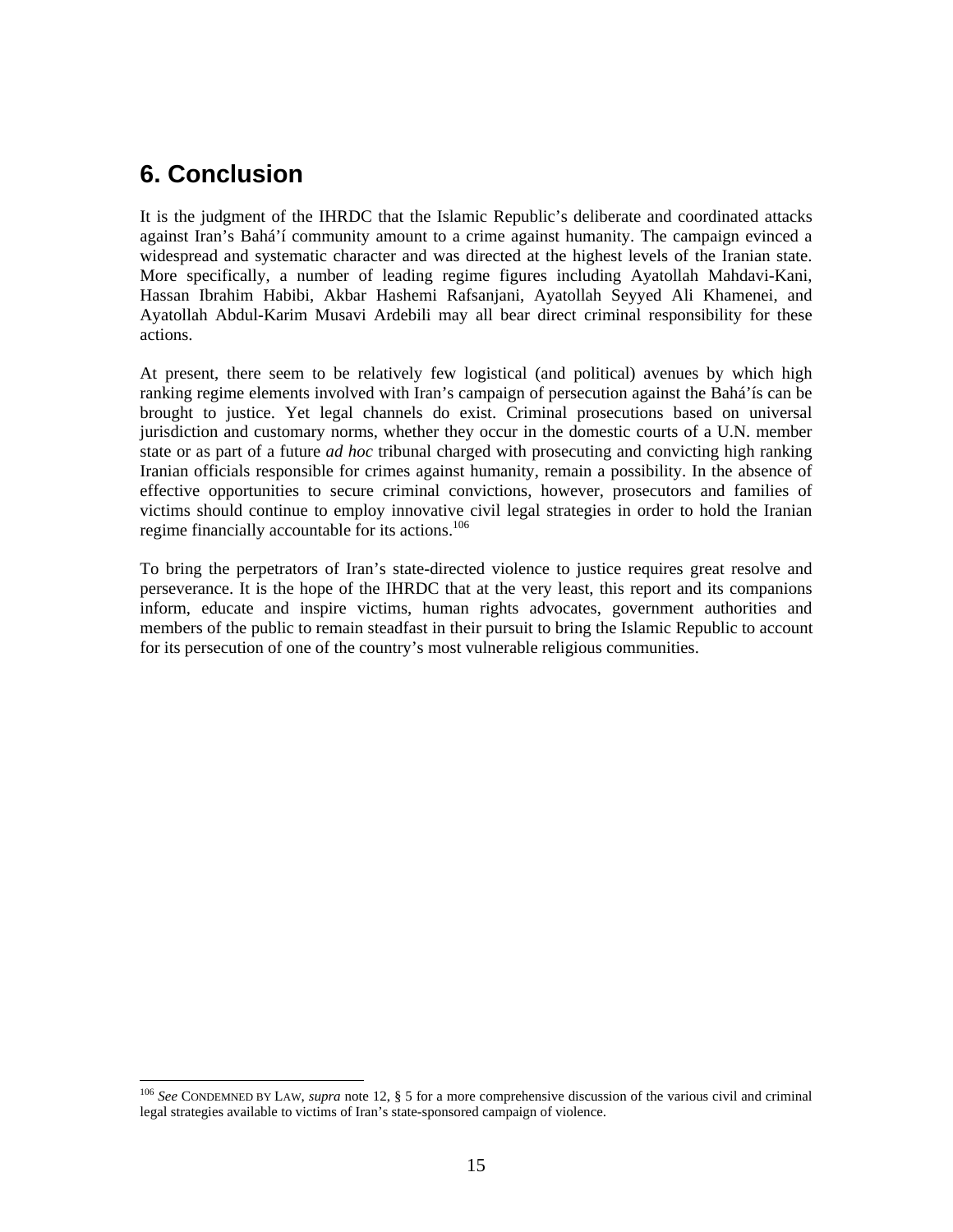## 6. Conclusion

It is the judgment of the IHRDC that the Islamic Republic's deliberate and coordinated attacks against Iran's Bahá'í community amount to a crime against humanity. The campaign evinced a widespread and systematic character and was directed at the highest levels of the Iranian state. More specifically, a number of leading regime figures including Ayatollah Mahdavi-Kani, Hassan Ibrahim Habibi, Akbar Hashemi Rafsanjani, Ayatollah Seyyed Ali Khamenei, and Ayatollah Abdul-Karim Musavi Ardebili may all bear direct criminal responsibility for these actions.

At present, there seem to be relatively few logistical (and political) avenues by which high ranking regime elements involved with Iran's campaign of persecution against the Bahá'ís can be brought to justice. Yet legal channels do exist. Criminal prosecutions based on universal jurisdiction and customary norms, whether they occur in the domestic courts of a U.N. member state or as part of a future *ad hoc* tribunal charged with prosecuting and convicting high ranking Iranian officials responsible for crimes against humanity, remain a possibility. In the absence of effective opportunities to secure criminal convictions, however, prosecutors and families of victims should continue to employ innovative civil legal strategies in order to hold the Iranian regime financially accountable for its actions.[106]

To bring the perpetrators of Iran's state-directed violence to justice requires great resolve and perseverance. It is the hope of the IHRDC that at the very least, this report and its companions inform, educate and inspire victims, human rights advocates, government authorities and members of the public to remain steadfast in their pursuit to bring the Islamic Republic to account for its persecution of one of the country's most vulnerable religious communities.

---

[106] *See* CONDEMNED BY LAW, *supra* note 12, § 5 for a more comprehensive discussion of the various civil and criminal legal strategies available to victims of Iran's state-sponsored campaign of violence.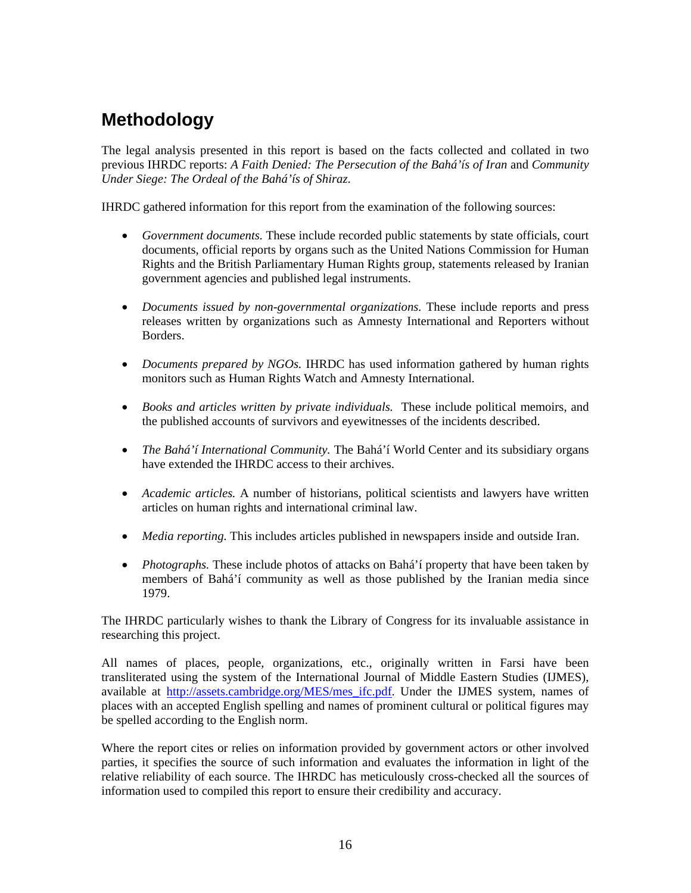## Methodology

The legal analysis presented in this report is based on the facts collected and collated in two previous IHRDC reports: *A Faith Denied: The Persecution of the Bahá'ís of Iran* and *Community Under Siege: The Ordeal of the Bahá'ís of Shiraz*.

IHRDC gathered information for this report from the examination of the following sources:

- *Government documents.* These include recorded public statements by state officials, court documents, official reports by organs such as the United Nations Commission for Human Rights and the British Parliamentary Human Rights group, statements released by Iranian government agencies and published legal instruments.

- *Documents issued by non-governmental organizations.* These include reports and press releases written by organizations such as Amnesty International and Reporters without Borders.

- *Documents prepared by NGOs.* IHRDC has used information gathered by human rights monitors such as Human Rights Watch and Amnesty International.

- *Books and articles written by private individuals.* These include political memoirs, and the published accounts of survivors and eyewitnesses of the incidents described.

- *The Bahá'í International Community.* The Bahá'í World Center and its subsidiary organs have extended the IHRDC access to their archives.

- *Academic articles.* A number of historians, political scientists and lawyers have written articles on human rights and international criminal law.

- *Media reporting.* This includes articles published in newspapers inside and outside Iran.

- *Photographs.* These include photos of attacks on Bahá'í property that have been taken by members of Bahá'í community as well as those published by the Iranian media since 1979.

The IHRDC particularly wishes to thank the Library of Congress for its invaluable assistance in researching this project.

All names of places, people, organizations, etc., originally written in Farsi have been transliterated using the system of the International Journal of Middle Eastern Studies (IJMES), available at http://assets.cambridge.org/MES/mes_ifc.pdf. Under the IJMES system, names of places with an accepted English spelling and names of prominent cultural or political figures may be spelled according to the English norm.

Where the report cites or relies on information provided by government actors or other involved parties, it specifies the source of such information and evaluates the information in light of the relative reliability of each source. The IHRDC has meticulously cross-checked all the sources of information used to compiled this report to ensure their credibility and accuracy.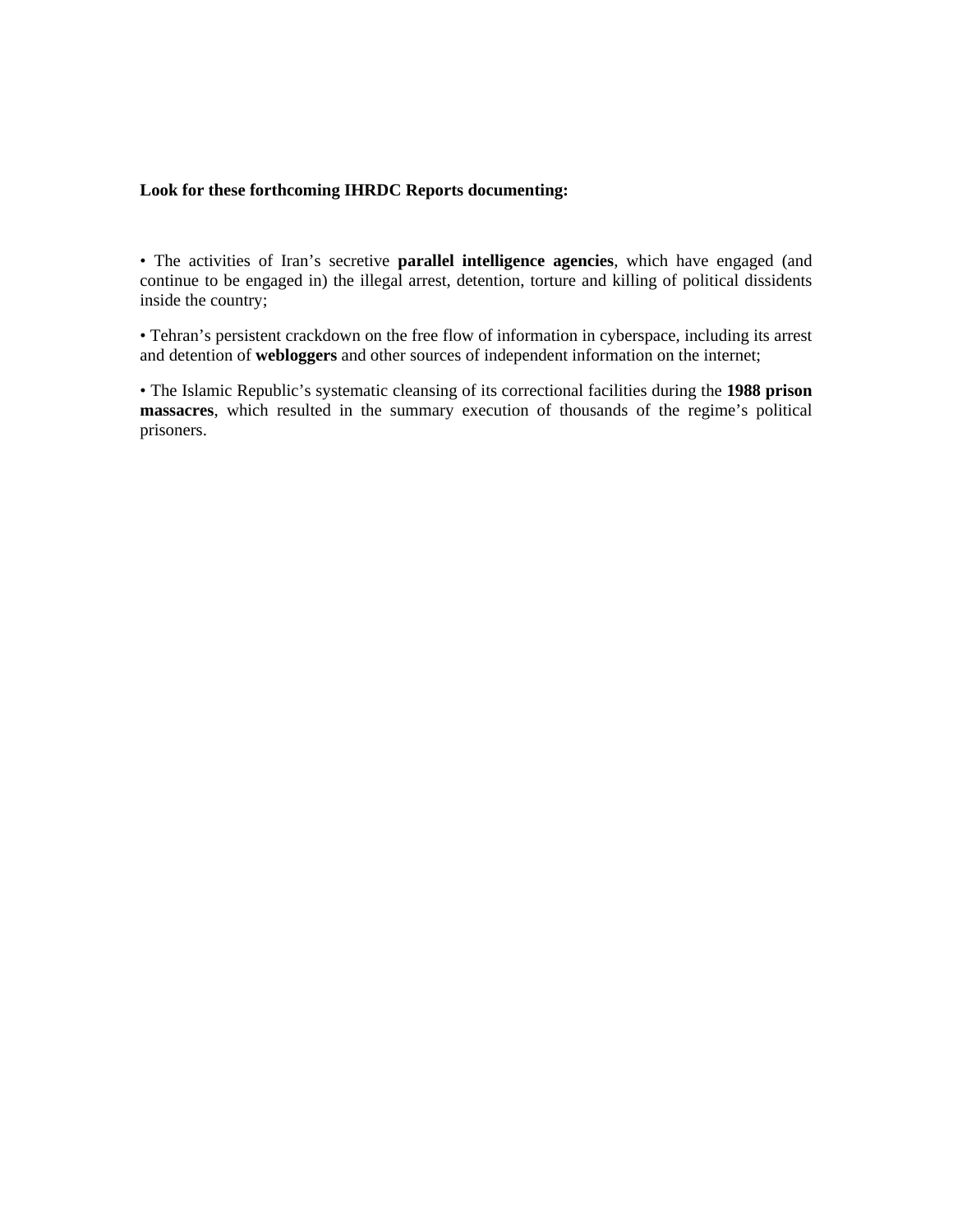**Look for these forthcoming IHRDC Reports documenting:**

• The activities of Iran's secretive **parallel intelligence agencies**, which have engaged (and continue to be engaged in) the illegal arrest, detention, torture and killing of political dissidents inside the country;

• Tehran's persistent crackdown on the free flow of information in cyberspace, including its arrest and detention of **webloggers** and other sources of independent information on the internet;

• The Islamic Republic's systematic cleansing of its correctional facilities during the **1988 prison massacres**, which resulted in the summary execution of thousands of the regime's political prisoners.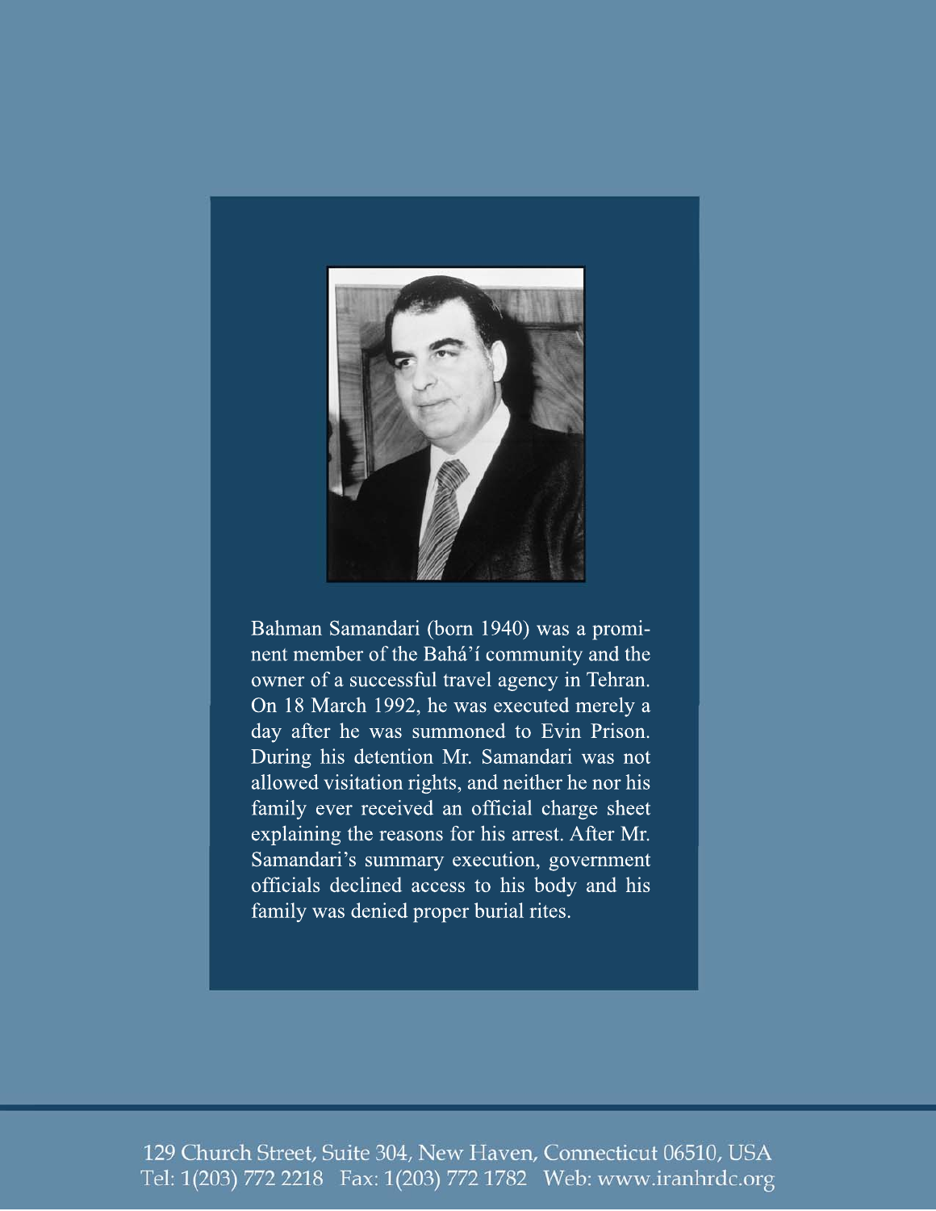Bahman Samandari (born 1940) was a prominent member of the Bahá'í community and the owner of a successful travel agency in Tehran. On 18 March 1992, he was executed merely a day after he was summoned to Evin Prison. During his detention Mr. Samandari was not allowed visitation rights, and neither he nor his family ever received an official charge sheet explaining the reasons for his arrest. After Mr. Samandari's summary execution, government officials declined access to his body and his family was denied proper burial rites.

129 Church Street, Suite 304, New Haven, Connecticut 06510, USA
Tel: 1(203) 772 2218 Fax: 1(203) 772 1782 Web: www.iranhrdc.org